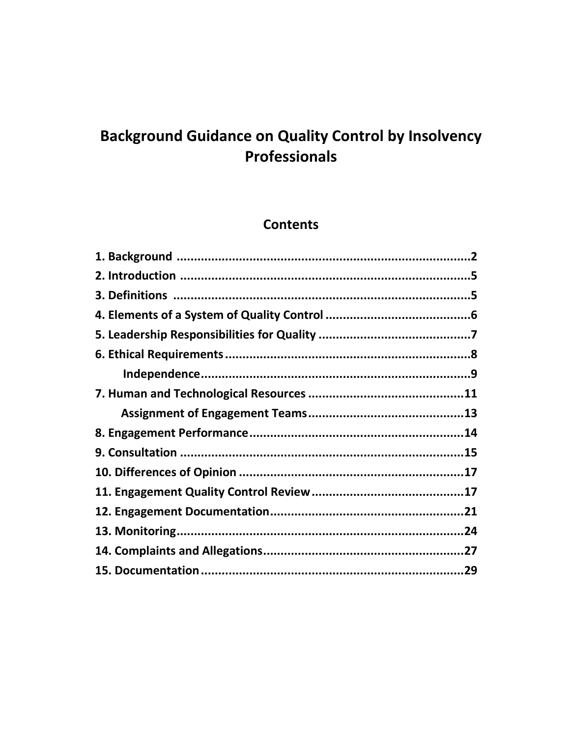# Background Guidance on Quality Control by Insolvency Professionals

## Contents

1. Background .......................................................................................2
2. Introduction .....................................................................................5
3. Definitions .......................................................................................5
4. Elements of a System of Quality Control ..........................................6
5. Leadership Responsibilities for Quality ............................................7
6. Ethical Requirements .......................................................................8
   - Independence...............................................................................9
7. Human and Technological Resources .............................................11
   - Assignment of Engagement Teams.............................................13
8. Engagement Performance..............................................................14
9. Consultation ..................................................................................15
10. Differences of Opinion .................................................................17
11. Engagement Quality Control Review ............................................17
12. Engagement Documentation........................................................21
13. Monitoring...................................................................................24
14. Complaints and Allegations..........................................................27
15. Documentation ............................................................................29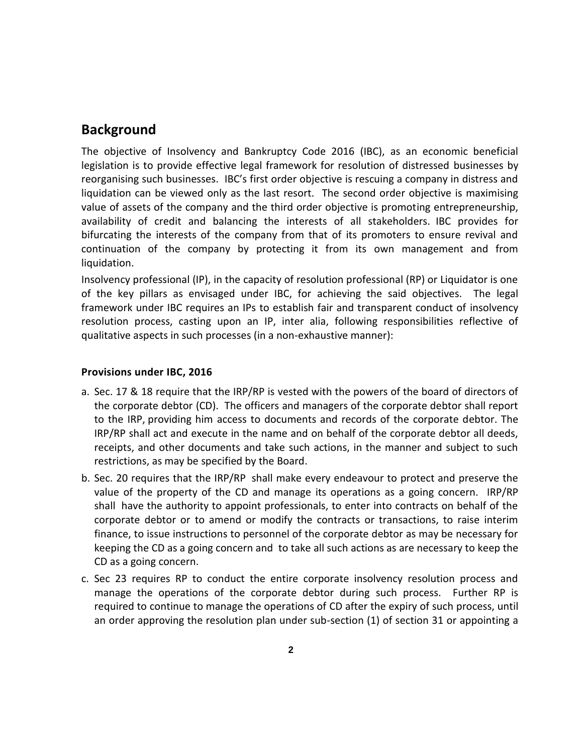## Background

The objective of Insolvency and Bankruptcy Code 2016 (IBC), as an economic beneficial legislation is to provide effective legal framework for resolution of distressed businesses by reorganising such businesses. IBC's first order objective is rescuing a company in distress and liquidation can be viewed only as the last resort. The second order objective is maximising value of assets of the company and the third order objective is promoting entrepreneurship, availability of credit and balancing the interests of all stakeholders. IBC provides for bifurcating the interests of the company from that of its promoters to ensure revival and continuation of the company by protecting it from its own management and from liquidation.

Insolvency professional (IP), in the capacity of resolution professional (RP) or Liquidator is one of the key pillars as envisaged under IBC, for achieving the said objectives. The legal framework under IBC requires an IPs to establish fair and transparent conduct of insolvency resolution process, casting upon an IP, inter alia, following responsibilities reflective of qualitative aspects in such processes (in a non-exhaustive manner):

**Provisions under IBC, 2016**

a. Sec. 17 & 18 require that the IRP/RP is vested with the powers of the board of directors of the corporate debtor (CD). The officers and managers of the corporate debtor shall report to the IRP, providing him access to documents and records of the corporate debtor. The IRP/RP shall act and execute in the name and on behalf of the corporate debtor all deeds, receipts, and other documents and take such actions, in the manner and subject to such restrictions, as may be specified by the Board.

b. Sec. 20 requires that the IRP/RP shall make every endeavour to protect and preserve the value of the property of the CD and manage its operations as a going concern. IRP/RP shall have the authority to appoint professionals, to enter into contracts on behalf of the corporate debtor or to amend or modify the contracts or transactions, to raise interim finance, to issue instructions to personnel of the corporate debtor as may be necessary for keeping the CD as a going concern and to take all such actions as are necessary to keep the CD as a going concern.

c. Sec 23 requires RP to conduct the entire corporate insolvency resolution process and manage the operations of the corporate debtor during such process. Further RP is required to continue to manage the operations of CD after the expiry of such process, until an order approving the resolution plan under sub-section (1) of section 31 or appointing a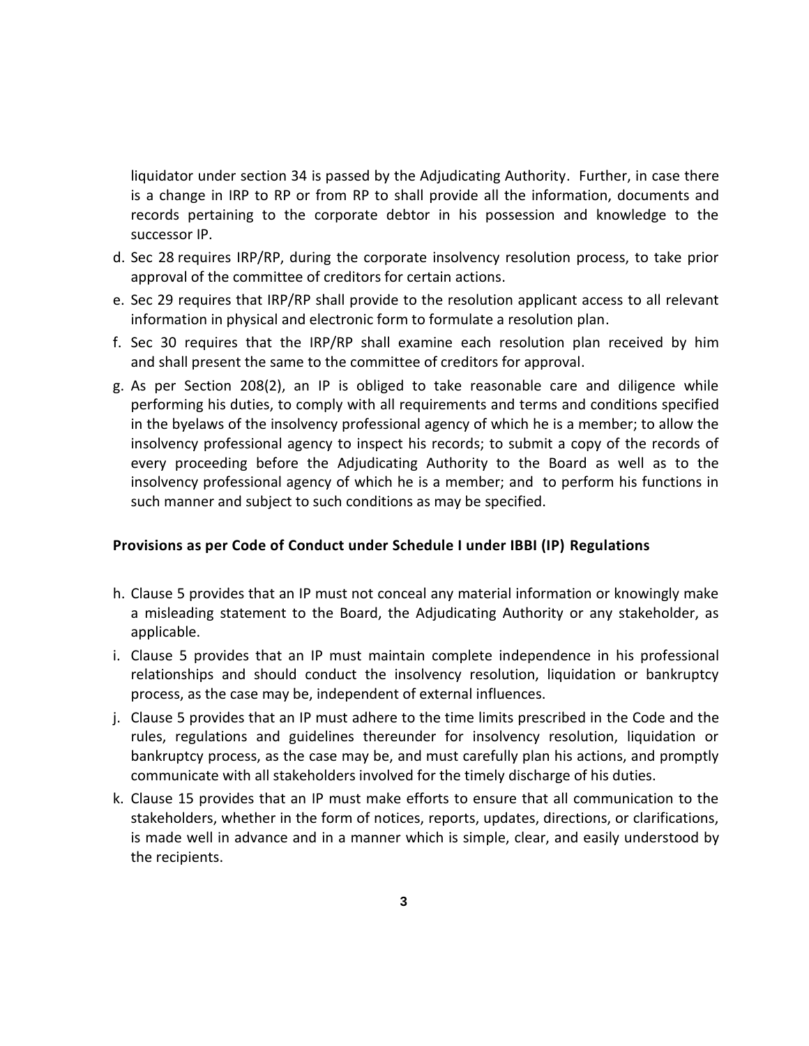liquidator under section 34 is passed by the Adjudicating Authority. Further, in case there is a change in IRP to RP or from RP to shall provide all the information, documents and records pertaining to the corporate debtor in his possession and knowledge to the successor IP.

d. Sec 28 requires IRP/RP, during the corporate insolvency resolution process, to take prior approval of the committee of creditors for certain actions.
e. Sec 29 requires that IRP/RP shall provide to the resolution applicant access to all relevant information in physical and electronic form to formulate a resolution plan.
f. Sec 30 requires that the IRP/RP shall examine each resolution plan received by him and shall present the same to the committee of creditors for approval.
g. As per Section 208(2), an IP is obliged to take reasonable care and diligence while performing his duties, to comply with all requirements and terms and conditions specified in the byelaws of the insolvency professional agency of which he is a member; to allow the insolvency professional agency to inspect his records; to submit a copy of the records of every proceeding before the Adjudicating Authority to the Board as well as to the insolvency professional agency of which he is a member; and to perform his functions in such manner and subject to such conditions as may be specified.

**Provisions as per Code of Conduct under Schedule I under IBBI (IP) Regulations**

h. Clause 5 provides that an IP must not conceal any material information or knowingly make a misleading statement to the Board, the Adjudicating Authority or any stakeholder, as applicable.
i. Clause 5 provides that an IP must maintain complete independence in his professional relationships and should conduct the insolvency resolution, liquidation or bankruptcy process, as the case may be, independent of external influences.
j. Clause 5 provides that an IP must adhere to the time limits prescribed in the Code and the rules, regulations and guidelines thereunder for insolvency resolution, liquidation or bankruptcy process, as the case may be, and must carefully plan his actions, and promptly communicate with all stakeholders involved for the timely discharge of his duties.
k. Clause 15 provides that an IP must make efforts to ensure that all communication to the stakeholders, whether in the form of notices, reports, updates, directions, or clarifications, is made well in advance and in a manner which is simple, clear, and easily understood by the recipients.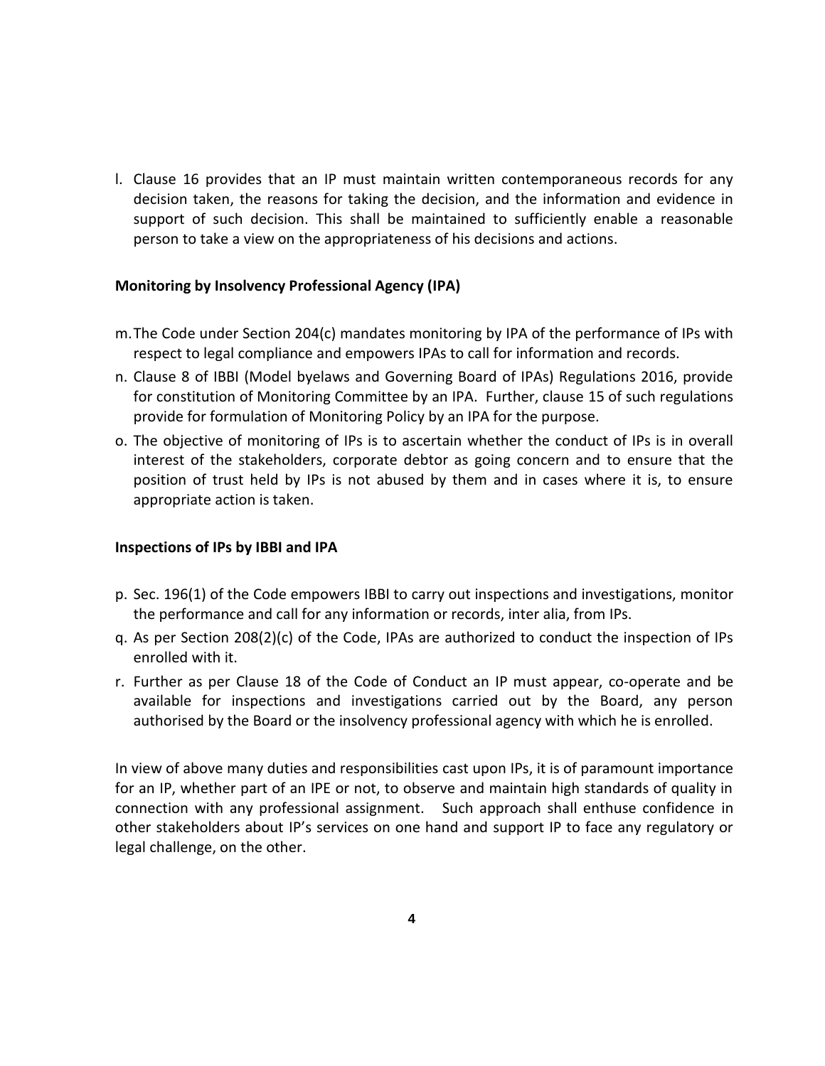l. Clause 16 provides that an IP must maintain written contemporaneous records for any decision taken, the reasons for taking the decision, and the information and evidence in support of such decision. This shall be maintained to sufficiently enable a reasonable person to take a view on the appropriateness of his decisions and actions.

**Monitoring by Insolvency Professional Agency (IPA)**

m. The Code under Section 204(c) mandates monitoring by IPA of the performance of IPs with respect to legal compliance and empowers IPAs to call for information and records.

n. Clause 8 of IBBI (Model byelaws and Governing Board of IPAs) Regulations 2016, provide for constitution of Monitoring Committee by an IPA. Further, clause 15 of such regulations provide for formulation of Monitoring Policy by an IPA for the purpose.

o. The objective of monitoring of IPs is to ascertain whether the conduct of IPs is in overall interest of the stakeholders, corporate debtor as going concern and to ensure that the position of trust held by IPs is not abused by them and in cases where it is, to ensure appropriate action is taken.

**Inspections of IPs by IBBI and IPA**

p. Sec. 196(1) of the Code empowers IBBI to carry out inspections and investigations, monitor the performance and call for any information or records, inter alia, from IPs.

q. As per Section 208(2)(c) of the Code, IPAs are authorized to conduct the inspection of IPs enrolled with it.

r. Further as per Clause 18 of the Code of Conduct an IP must appear, co-operate and be available for inspections and investigations carried out by the Board, any person authorised by the Board or the insolvency professional agency with which he is enrolled.

In view of above many duties and responsibilities cast upon IPs, it is of paramount importance for an IP, whether part of an IPE or not, to observe and maintain high standards of quality in connection with any professional assignment. Such approach shall enthuse confidence in other stakeholders about IP's services on one hand and support IP to face any regulatory or legal challenge, on the other.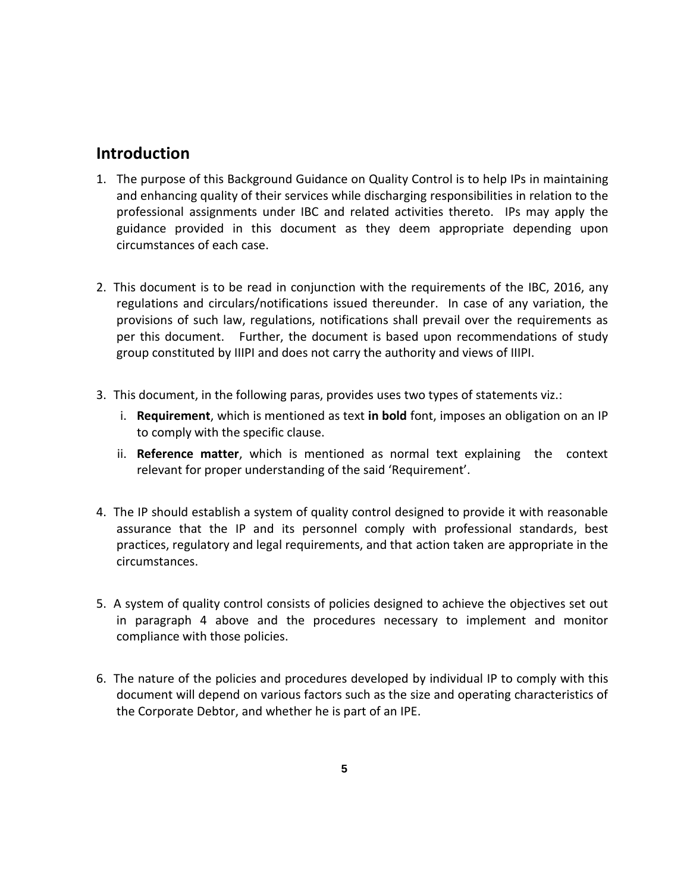## Introduction

1. The purpose of this Background Guidance on Quality Control is to help IPs in maintaining and enhancing quality of their services while discharging responsibilities in relation to the professional assignments under IBC and related activities thereto. IPs may apply the guidance provided in this document as they deem appropriate depending upon circumstances of each case.

2. This document is to be read in conjunction with the requirements of the IBC, 2016, any regulations and circulars/notifications issued thereunder. In case of any variation, the provisions of such law, regulations, notifications shall prevail over the requirements as per this document. Further, the document is based upon recommendations of study group constituted by IIIPI and does not carry the authority and views of IIIPI.

3. This document, in the following paras, provides uses two types of statements viz.:
   i. **Requirement**, which is mentioned as text **in bold** font, imposes an obligation on an IP to comply with the specific clause.
   ii. **Reference matter**, which is mentioned as normal text explaining the context relevant for proper understanding of the said 'Requirement'.

4. The IP should establish a system of quality control designed to provide it with reasonable assurance that the IP and its personnel comply with professional standards, best practices, regulatory and legal requirements, and that action taken are appropriate in the circumstances.

5. A system of quality control consists of policies designed to achieve the objectives set out in paragraph 4 above and the procedures necessary to implement and monitor compliance with those policies.

6. The nature of the policies and procedures developed by individual IP to comply with this document will depend on various factors such as the size and operating characteristics of the Corporate Debtor, and whether he is part of an IPE.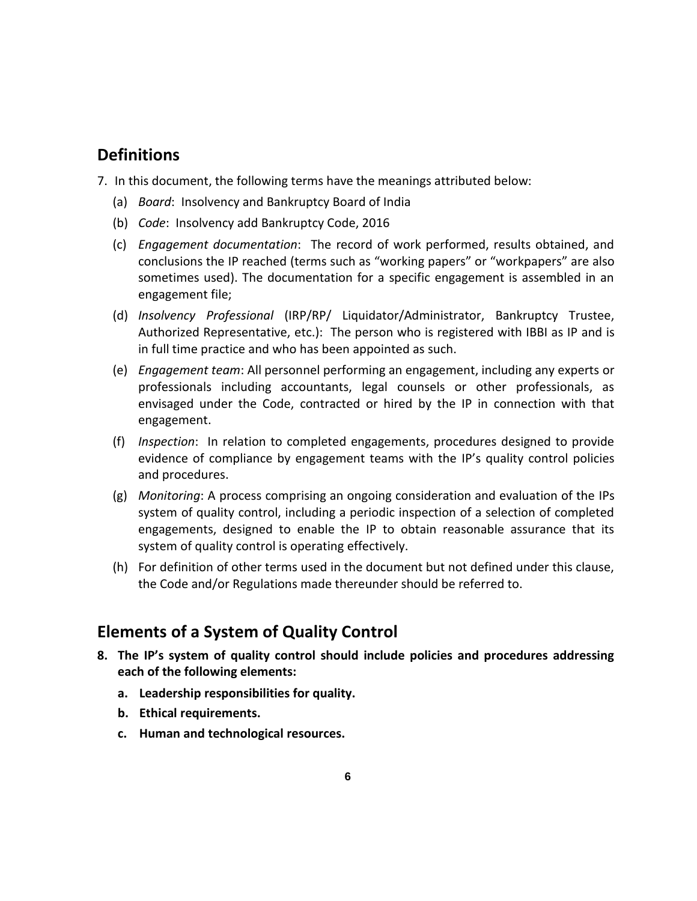## Definitions

7. In this document, the following terms have the meanings attributed below:
   (a) *Board*: Insolvency and Bankruptcy Board of India
   (b) *Code*: Insolvency add Bankruptcy Code, 2016
   (c) *Engagement documentation*: The record of work performed, results obtained, and conclusions the IP reached (terms such as "working papers" or "workpapers" are also sometimes used). The documentation for a specific engagement is assembled in an engagement file;
   (d) *Insolvency Professional* (IRP/RP/ Liquidator/Administrator, Bankruptcy Trustee, Authorized Representative, etc.): The person who is registered with IBBI as IP and is in full time practice and who has been appointed as such.
   (e) *Engagement team*: All personnel performing an engagement, including any experts or professionals including accountants, legal counsels or other professionals, as envisaged under the Code, contracted or hired by the IP in connection with that engagement.
   (f) *Inspection*: In relation to completed engagements, procedures designed to provide evidence of compliance by engagement teams with the IP's quality control policies and procedures.
   (g) *Monitoring*: A process comprising an ongoing consideration and evaluation of the IPs system of quality control, including a periodic inspection of a selection of completed engagements, designed to enable the IP to obtain reasonable assurance that its system of quality control is operating effectively.
   (h) For definition of other terms used in the document but not defined under this clause, the Code and/or Regulations made thereunder should be referred to.

## Elements of a System of Quality Control

8. **The IP's system of quality control should include policies and procedures addressing each of the following elements:**
   a. **Leadership responsibilities for quality.**
   b. **Ethical requirements.**
   c. **Human and technological resources.**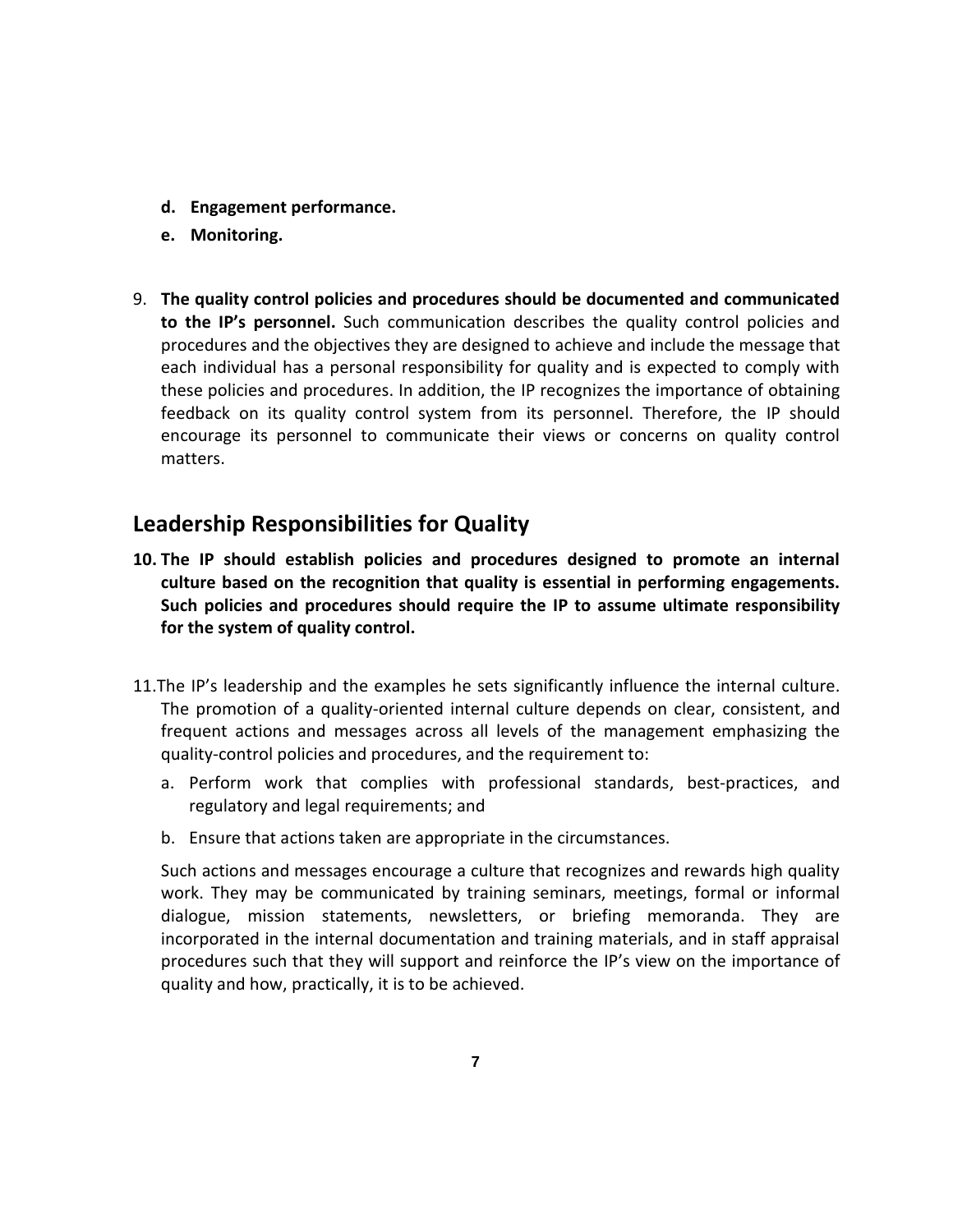- **d. Engagement performance.**
- **e. Monitoring.**

9. **The quality control policies and procedures should be documented and communicated to the IP's personnel.** Such communication describes the quality control policies and procedures and the objectives they are designed to achieve and include the message that each individual has a personal responsibility for quality and is expected to comply with these policies and procedures. In addition, the IP recognizes the importance of obtaining feedback on its quality control system from its personnel. Therefore, the IP should encourage its personnel to communicate their views or concerns on quality control matters.

## Leadership Responsibilities for Quality

10. **The IP should establish policies and procedures designed to promote an internal culture based on the recognition that quality is essential in performing engagements. Such policies and procedures should require the IP to assume ultimate responsibility for the system of quality control.**

11. The IP's leadership and the examples he sets significantly influence the internal culture. The promotion of a quality-oriented internal culture depends on clear, consistent, and frequent actions and messages across all levels of the management emphasizing the quality-control policies and procedures, and the requirement to:

    a. Perform work that complies with professional standards, best-practices, and regulatory and legal requirements; and

    b. Ensure that actions taken are appropriate in the circumstances.

    Such actions and messages encourage a culture that recognizes and rewards high quality work. They may be communicated by training seminars, meetings, formal or informal dialogue, mission statements, newsletters, or briefing memoranda. They are incorporated in the internal documentation and training materials, and in staff appraisal procedures such that they will support and reinforce the IP's view on the importance of quality and how, practically, it is to be achieved.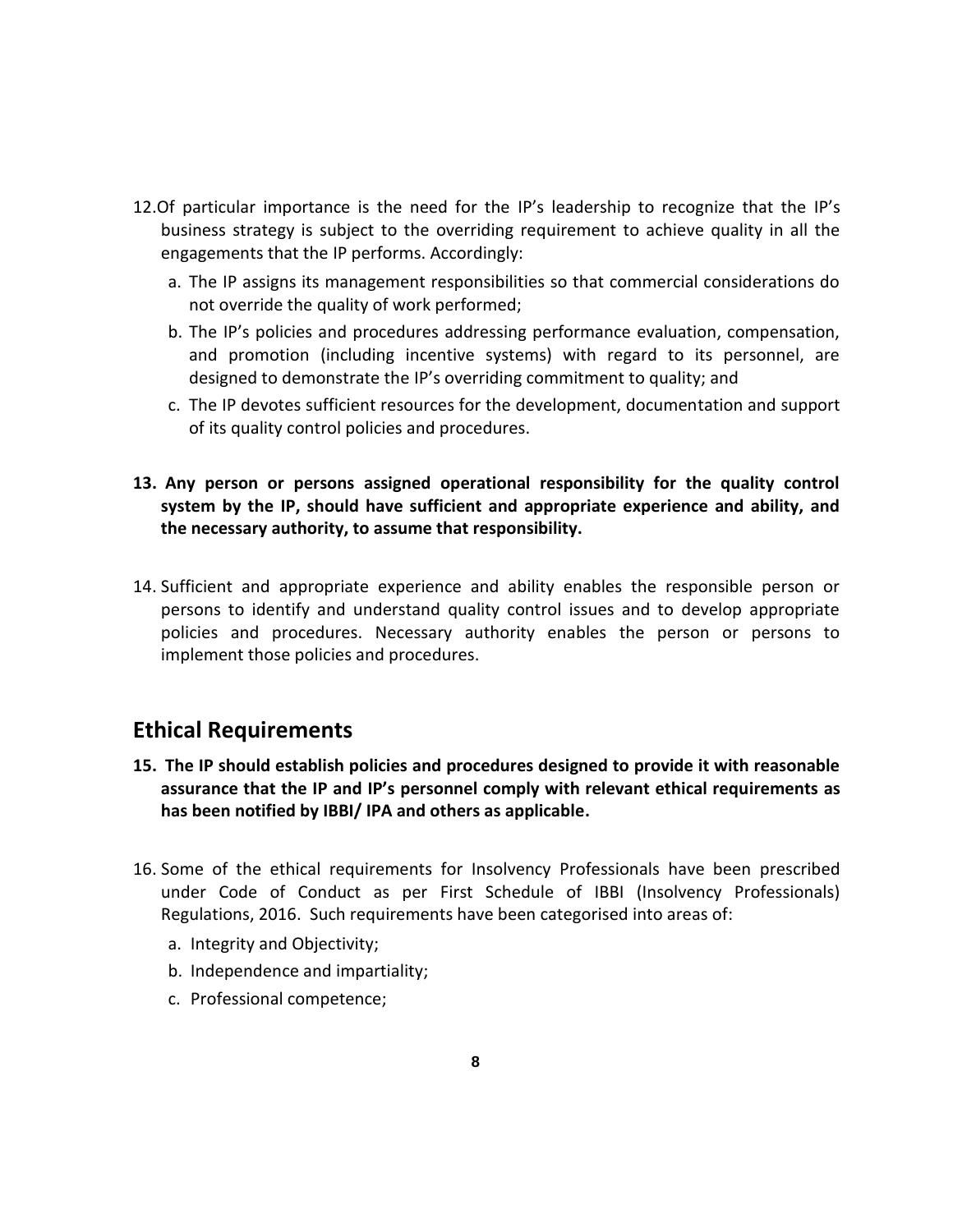12. Of particular importance is the need for the IP's leadership to recognize that the IP's business strategy is subject to the overriding requirement to achieve quality in all the engagements that the IP performs. Accordingly:

    a. The IP assigns its management responsibilities so that commercial considerations do not override the quality of work performed;

    b. The IP's policies and procedures addressing performance evaluation, compensation, and promotion (including incentive systems) with regard to its personnel, are designed to demonstrate the IP's overriding commitment to quality; and

    c. The IP devotes sufficient resources for the development, documentation and support of its quality control policies and procedures.

**13. Any person or persons assigned operational responsibility for the quality control system by the IP, should have sufficient and appropriate experience and ability, and the necessary authority, to assume that responsibility.**

14. Sufficient and appropriate experience and ability enables the responsible person or persons to identify and understand quality control issues and to develop appropriate policies and procedures. Necessary authority enables the person or persons to implement those policies and procedures.

## Ethical Requirements

**15. The IP should establish policies and procedures designed to provide it with reasonable assurance that the IP and IP's personnel comply with relevant ethical requirements as has been notified by IBBI/ IPA and others as applicable.**

16. Some of the ethical requirements for Insolvency Professionals have been prescribed under Code of Conduct as per First Schedule of IBBI (Insolvency Professionals) Regulations, 2016. Such requirements have been categorised into areas of:

    a. Integrity and Objectivity;

    b. Independence and impartiality;

    c. Professional competence;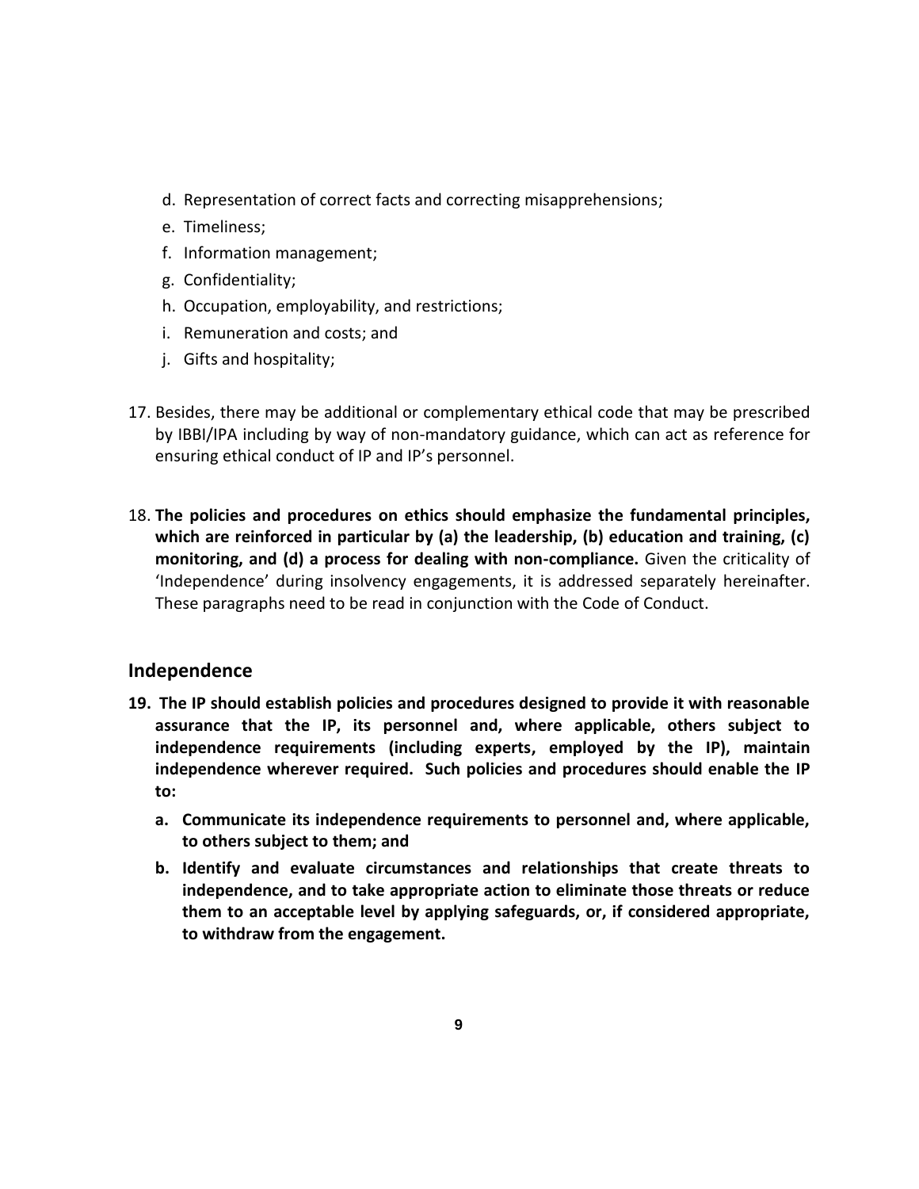d. Representation of correct facts and correcting misapprehensions;
e. Timeliness;
f. Information management;
g. Confidentiality;
h. Occupation, employability, and restrictions;
i. Remuneration and costs; and
j. Gifts and hospitality;

17. Besides, there may be additional or complementary ethical code that may be prescribed by IBBI/IPA including by way of non-mandatory guidance, which can act as reference for ensuring ethical conduct of IP and IP's personnel.

18. **The policies and procedures on ethics should emphasize the fundamental principles, which are reinforced in particular by (a) the leadership, (b) education and training, (c) monitoring, and (d) a process for dealing with non-compliance.** Given the criticality of 'Independence' during insolvency engagements, it is addressed separately hereinafter. These paragraphs need to be read in conjunction with the Code of Conduct.

## Independence

19. **The IP should establish policies and procedures designed to provide it with reasonable assurance that the IP, its personnel and, where applicable, others subject to independence requirements (including experts, employed by the IP), maintain independence wherever required. Such policies and procedures should enable the IP to:**

    a. **Communicate its independence requirements to personnel and, where applicable, to others subject to them; and**

    b. **Identify and evaluate circumstances and relationships that create threats to independence, and to take appropriate action to eliminate those threats or reduce them to an acceptable level by applying safeguards, or, if considered appropriate, to withdraw from the engagement.**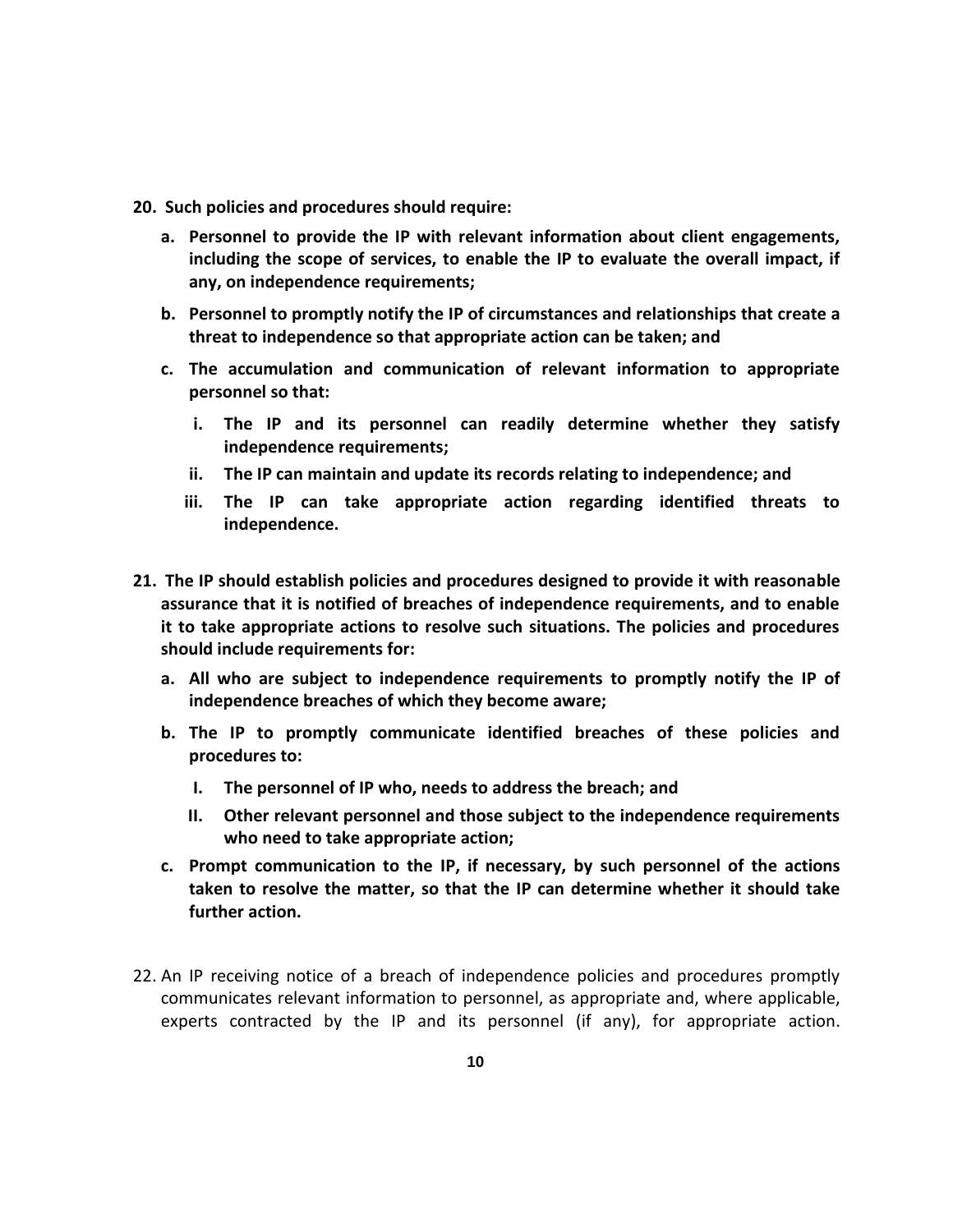**20. Such policies and procedures should require:**

  **a. Personnel to provide the IP with relevant information about client engagements, including the scope of services, to enable the IP to evaluate the overall impact, if any, on independence requirements;**

  **b. Personnel to promptly notify the IP of circumstances and relationships that create a threat to independence so that appropriate action can be taken; and**

  **c. The accumulation and communication of relevant information to appropriate personnel so that:**

    **i. The IP and its personnel can readily determine whether they satisfy independence requirements;**

    **ii. The IP can maintain and update its records relating to independence; and**

    **iii. The IP can take appropriate action regarding identified threats to independence.**

**21. The IP should establish policies and procedures designed to provide it with reasonable assurance that it is notified of breaches of independence requirements, and to enable it to take appropriate actions to resolve such situations. The policies and procedures should include requirements for:**

  **a. All who are subject to independence requirements to promptly notify the IP of independence breaches of which they become aware;**

  **b. The IP to promptly communicate identified breaches of these policies and procedures to:**

    **I. The personnel of IP who, needs to address the breach; and**

    **II. Other relevant personnel and those subject to the independence requirements who need to take appropriate action;**

  **c. Prompt communication to the IP, if necessary, by such personnel of the actions taken to resolve the matter, so that the IP can determine whether it should take further action.**

22. An IP receiving notice of a breach of independence policies and procedures promptly communicates relevant information to personnel, as appropriate and, where applicable, experts contracted by the IP and its personnel (if any), for appropriate action.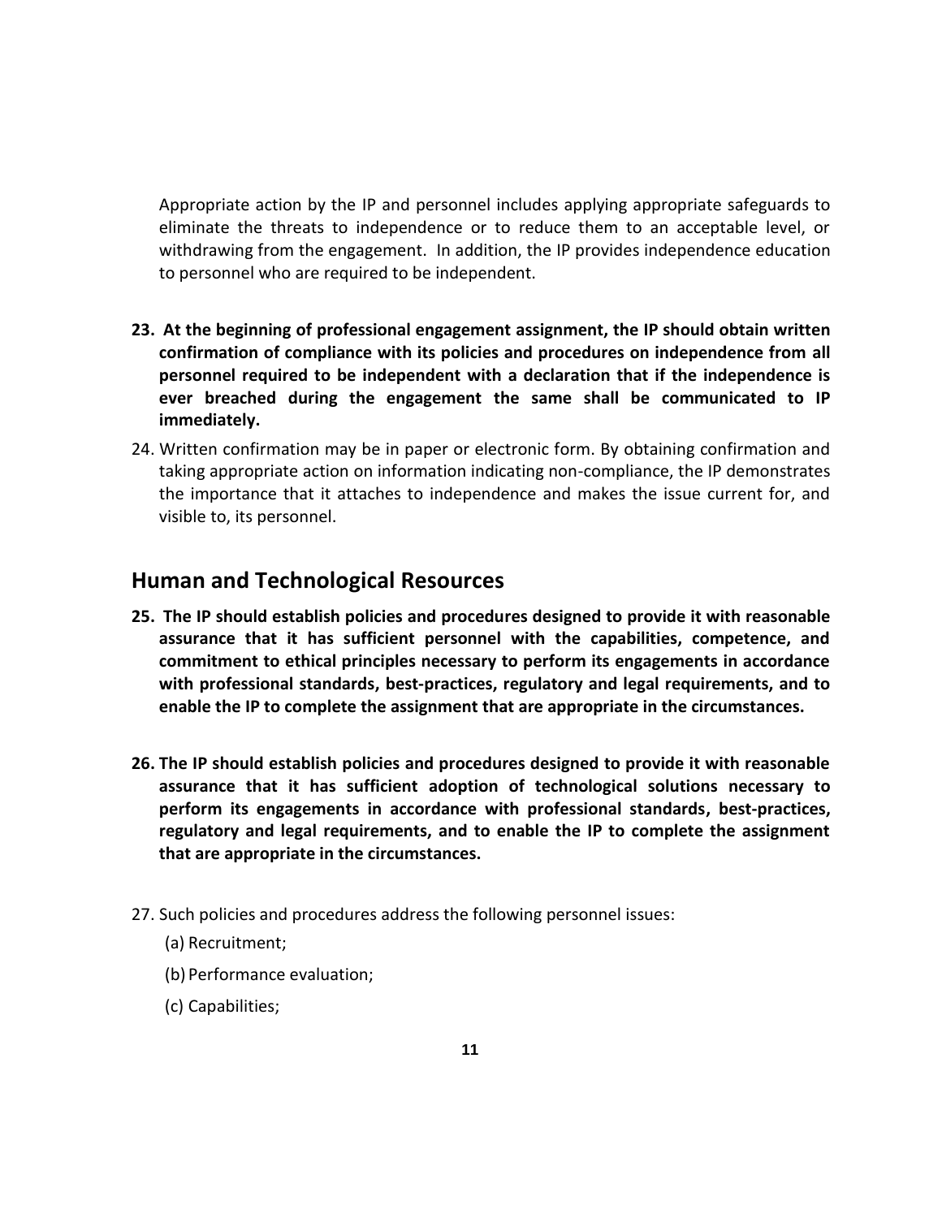Appropriate action by the IP and personnel includes applying appropriate safeguards to eliminate the threats to independence or to reduce them to an acceptable level, or withdrawing from the engagement. In addition, the IP provides independence education to personnel who are required to be independent.

**23. At the beginning of professional engagement assignment, the IP should obtain written confirmation of compliance with its policies and procedures on independence from all personnel required to be independent with a declaration that if the independence is ever breached during the engagement the same shall be communicated to IP immediately.**

24. Written confirmation may be in paper or electronic form. By obtaining confirmation and taking appropriate action on information indicating non-compliance, the IP demonstrates the importance that it attaches to independence and makes the issue current for, and visible to, its personnel.

## Human and Technological Resources

**25. The IP should establish policies and procedures designed to provide it with reasonable assurance that it has sufficient personnel with the capabilities, competence, and commitment to ethical principles necessary to perform its engagements in accordance with professional standards, best-practices, regulatory and legal requirements, and to enable the IP to complete the assignment that are appropriate in the circumstances.**

**26. The IP should establish policies and procedures designed to provide it with reasonable assurance that it has sufficient adoption of technological solutions necessary to perform its engagements in accordance with professional standards, best-practices, regulatory and legal requirements, and to enable the IP to complete the assignment that are appropriate in the circumstances.**

27. Such policies and procedures address the following personnel issues:

(a) Recruitment;

(b) Performance evaluation;

(c) Capabilities;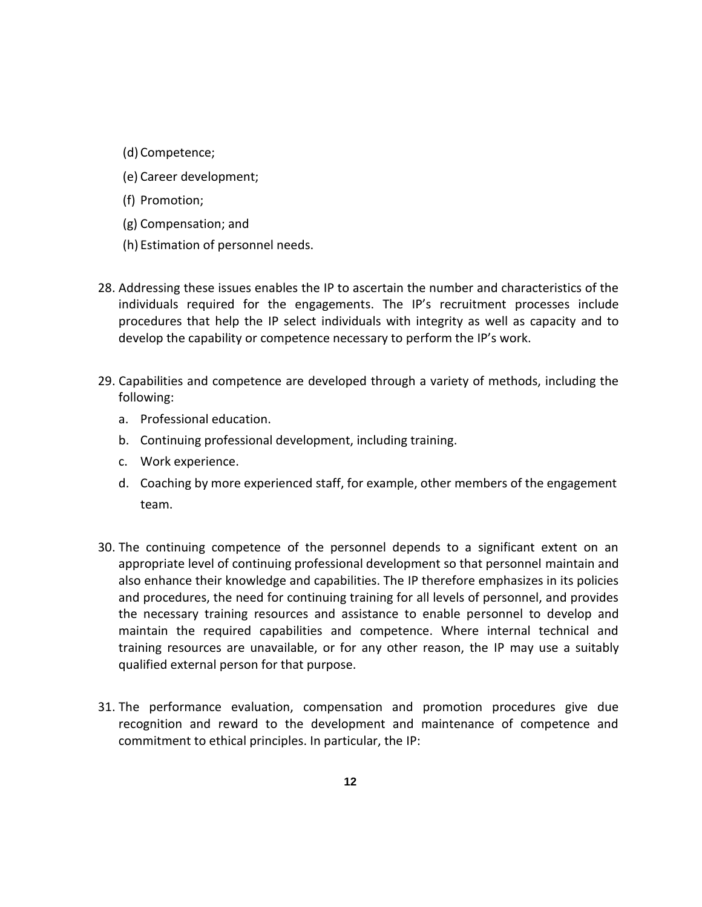(d) Competence;

(e) Career development;

(f) Promotion;

(g) Compensation; and

(h) Estimation of personnel needs.

28. Addressing these issues enables the IP to ascertain the number and characteristics of the individuals required for the engagements. The IP's recruitment processes include procedures that help the IP select individuals with integrity as well as capacity and to develop the capability or competence necessary to perform the IP's work.

29. Capabilities and competence are developed through a variety of methods, including the following:
    a. Professional education.
    b. Continuing professional development, including training.
    c. Work experience.
    d. Coaching by more experienced staff, for example, other members of the engagement team.

30. The continuing competence of the personnel depends to a significant extent on an appropriate level of continuing professional development so that personnel maintain and also enhance their knowledge and capabilities. The IP therefore emphasizes in its policies and procedures, the need for continuing training for all levels of personnel, and provides the necessary training resources and assistance to enable personnel to develop and maintain the required capabilities and competence. Where internal technical and training resources are unavailable, or for any other reason, the IP may use a suitably qualified external person for that purpose.

31. The performance evaluation, compensation and promotion procedures give due recognition and reward to the development and maintenance of competence and commitment to ethical principles. In particular, the IP: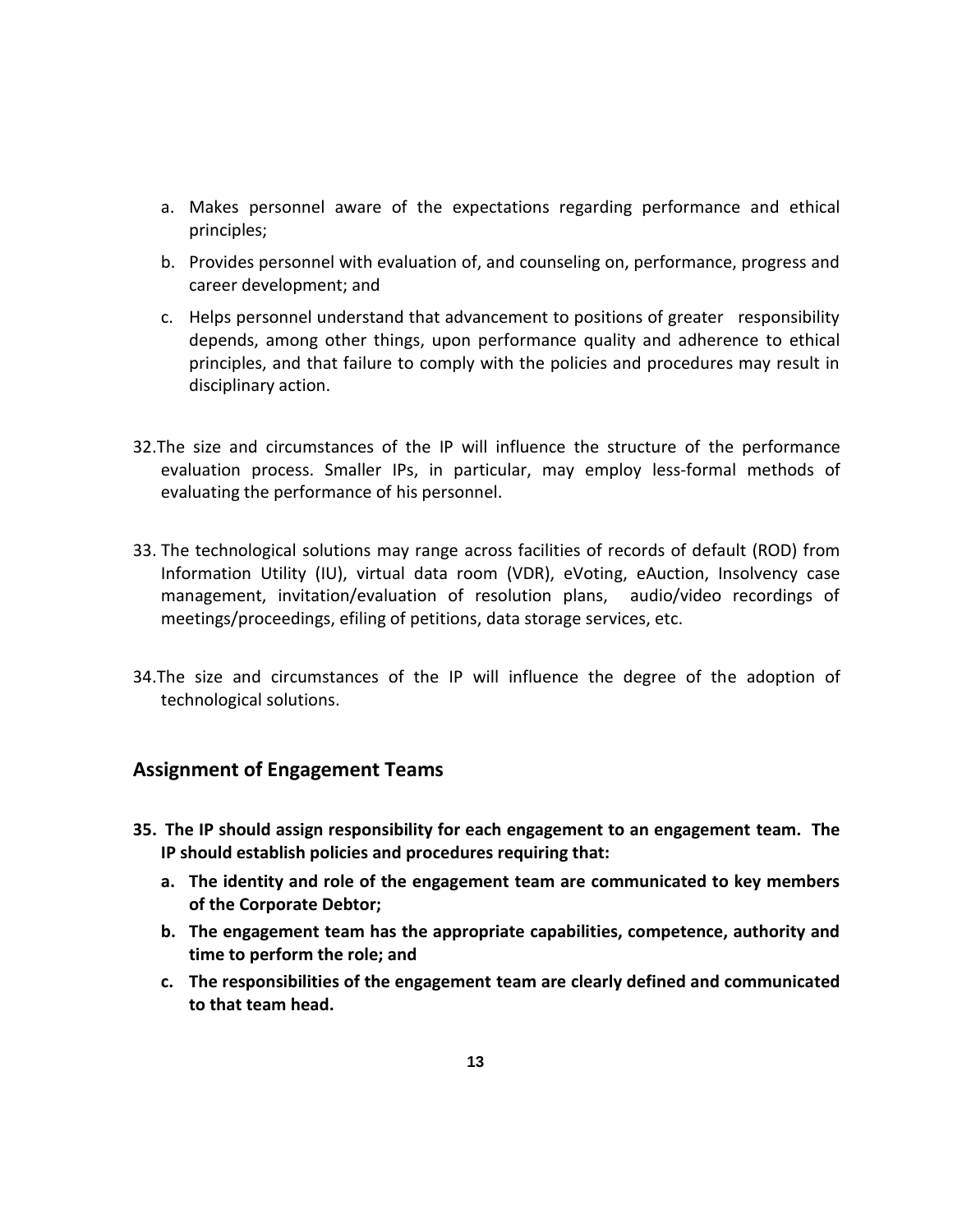a. Makes personnel aware of the expectations regarding performance and ethical principles;
b. Provides personnel with evaluation of, and counseling on, performance, progress and career development; and
c. Helps personnel understand that advancement to positions of greater responsibility depends, among other things, upon performance quality and adherence to ethical principles, and that failure to comply with the policies and procedures may result in disciplinary action.

32. The size and circumstances of the IP will influence the structure of the performance evaluation process. Smaller IPs, in particular, may employ less-formal methods of evaluating the performance of his personnel.

33. The technological solutions may range across facilities of records of default (ROD) from Information Utility (IU), virtual data room (VDR), eVoting, eAuction, Insolvency case management, invitation/evaluation of resolution plans, audio/video recordings of meetings/proceedings, efiling of petitions, data storage services, etc.

34. The size and circumstances of the IP will influence the degree of the adoption of technological solutions.

## Assignment of Engagement Teams

**35. The IP should assign responsibility for each engagement to an engagement team. The IP should establish policies and procedures requiring that:**

**a. The identity and role of the engagement team are communicated to key members of the Corporate Debtor;**

**b. The engagement team has the appropriate capabilities, competence, authority and time to perform the role; and**

**c. The responsibilities of the engagement team are clearly defined and communicated to that team head.**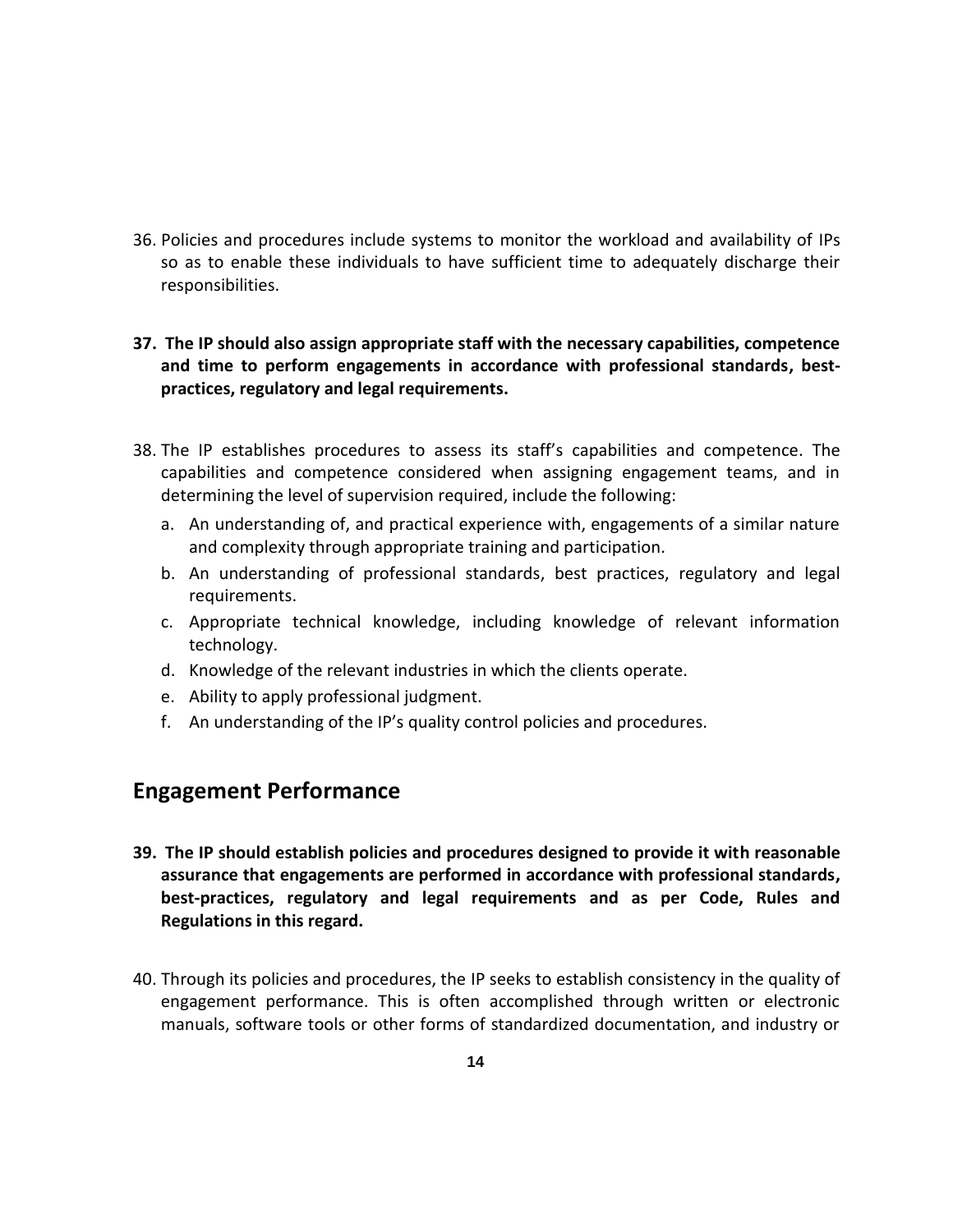36. Policies and procedures include systems to monitor the workload and availability of IPs so as to enable these individuals to have sufficient time to adequately discharge their responsibilities.

**37. The IP should also assign appropriate staff with the necessary capabilities, competence and time to perform engagements in accordance with professional standards, best-practices, regulatory and legal requirements.**

38. The IP establishes procedures to assess its staff's capabilities and competence. The capabilities and competence considered when assigning engagement teams, and in determining the level of supervision required, include the following:
    a. An understanding of, and practical experience with, engagements of a similar nature and complexity through appropriate training and participation.
    b. An understanding of professional standards, best practices, regulatory and legal requirements.
    c. Appropriate technical knowledge, including knowledge of relevant information technology.
    d. Knowledge of the relevant industries in which the clients operate.
    e. Ability to apply professional judgment.
    f. An understanding of the IP's quality control policies and procedures.

## Engagement Performance

**39. The IP should establish policies and procedures designed to provide it with reasonable assurance that engagements are performed in accordance with professional standards, best-practices, regulatory and legal requirements and as per Code, Rules and Regulations in this regard.**

40. Through its policies and procedures, the IP seeks to establish consistency in the quality of engagement performance. This is often accomplished through written or electronic manuals, software tools or other forms of standardized documentation, and industry or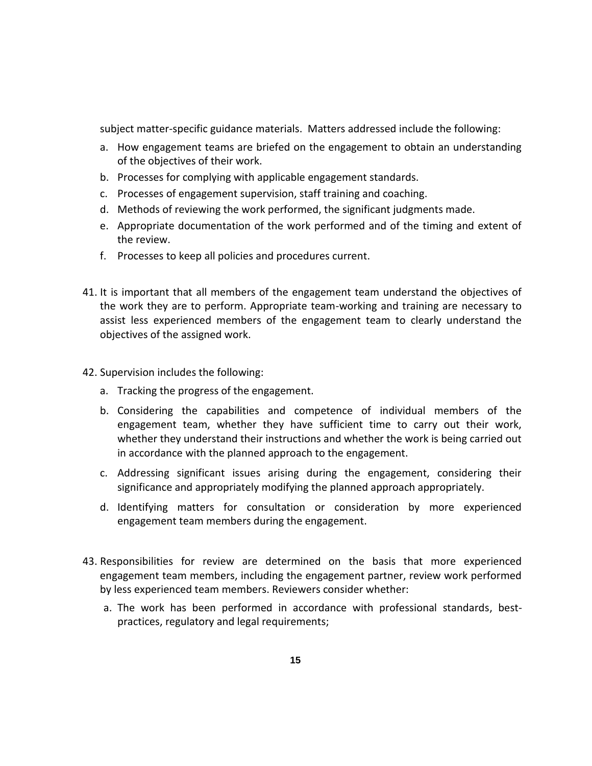subject matter-specific guidance materials. Matters addressed include the following:

a. How engagement teams are briefed on the engagement to obtain an understanding of the objectives of their work.
b. Processes for complying with applicable engagement standards.
c. Processes of engagement supervision, staff training and coaching.
d. Methods of reviewing the work performed, the significant judgments made.
e. Appropriate documentation of the work performed and of the timing and extent of the review.
f. Processes to keep all policies and procedures current.

41. It is important that all members of the engagement team understand the objectives of the work they are to perform. Appropriate team-working and training are necessary to assist less experienced members of the engagement team to clearly understand the objectives of the assigned work.

42. Supervision includes the following:

    a. Tracking the progress of the engagement.
    b. Considering the capabilities and competence of individual members of the engagement team, whether they have sufficient time to carry out their work, whether they understand their instructions and whether the work is being carried out in accordance with the planned approach to the engagement.
    c. Addressing significant issues arising during the engagement, considering their significance and appropriately modifying the planned approach appropriately.
    d. Identifying matters for consultation or consideration by more experienced engagement team members during the engagement.

43. Responsibilities for review are determined on the basis that more experienced engagement team members, including the engagement partner, review work performed by less experienced team members. Reviewers consider whether:

    a. The work has been performed in accordance with professional standards, best-practices, regulatory and legal requirements;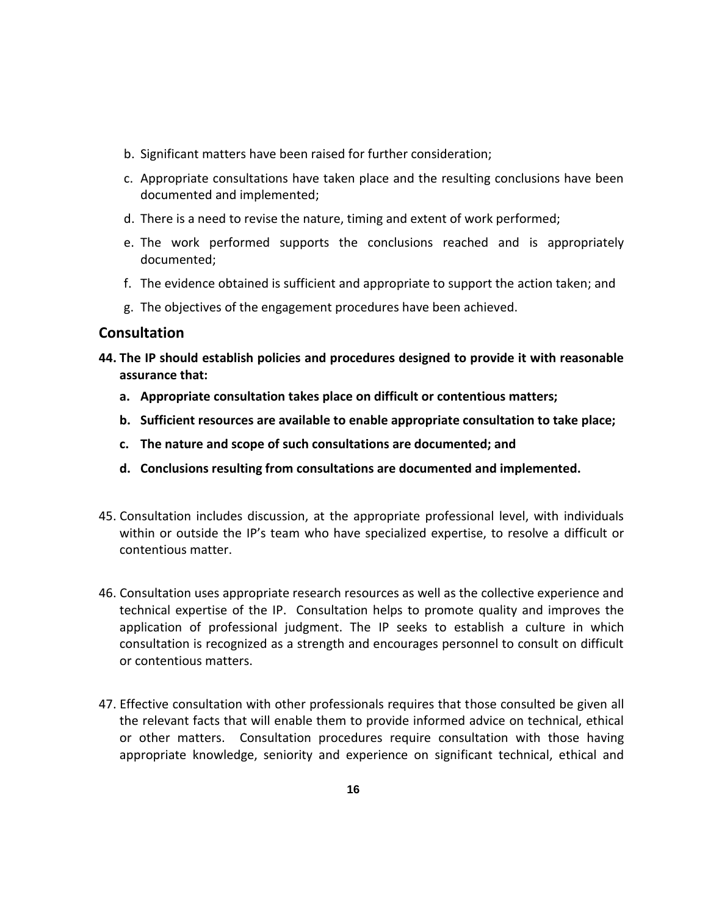b. Significant matters have been raised for further consideration;

c. Appropriate consultations have taken place and the resulting conclusions have been documented and implemented;

d. There is a need to revise the nature, timing and extent of work performed;

e. The work performed supports the conclusions reached and is appropriately documented;

f. The evidence obtained is sufficient and appropriate to support the action taken; and

g. The objectives of the engagement procedures have been achieved.

## Consultation

**44. The IP should establish policies and procedures designed to provide it with reasonable assurance that:**

**a. Appropriate consultation takes place on difficult or contentious matters;**

**b. Sufficient resources are available to enable appropriate consultation to take place;**

**c. The nature and scope of such consultations are documented; and**

**d. Conclusions resulting from consultations are documented and implemented.**

45. Consultation includes discussion, at the appropriate professional level, with individuals within or outside the IP's team who have specialized expertise, to resolve a difficult or contentious matter.

46. Consultation uses appropriate research resources as well as the collective experience and technical expertise of the IP. Consultation helps to promote quality and improves the application of professional judgment. The IP seeks to establish a culture in which consultation is recognized as a strength and encourages personnel to consult on difficult or contentious matters.

47. Effective consultation with other professionals requires that those consulted be given all the relevant facts that will enable them to provide informed advice on technical, ethical or other matters. Consultation procedures require consultation with those having appropriate knowledge, seniority and experience on significant technical, ethical and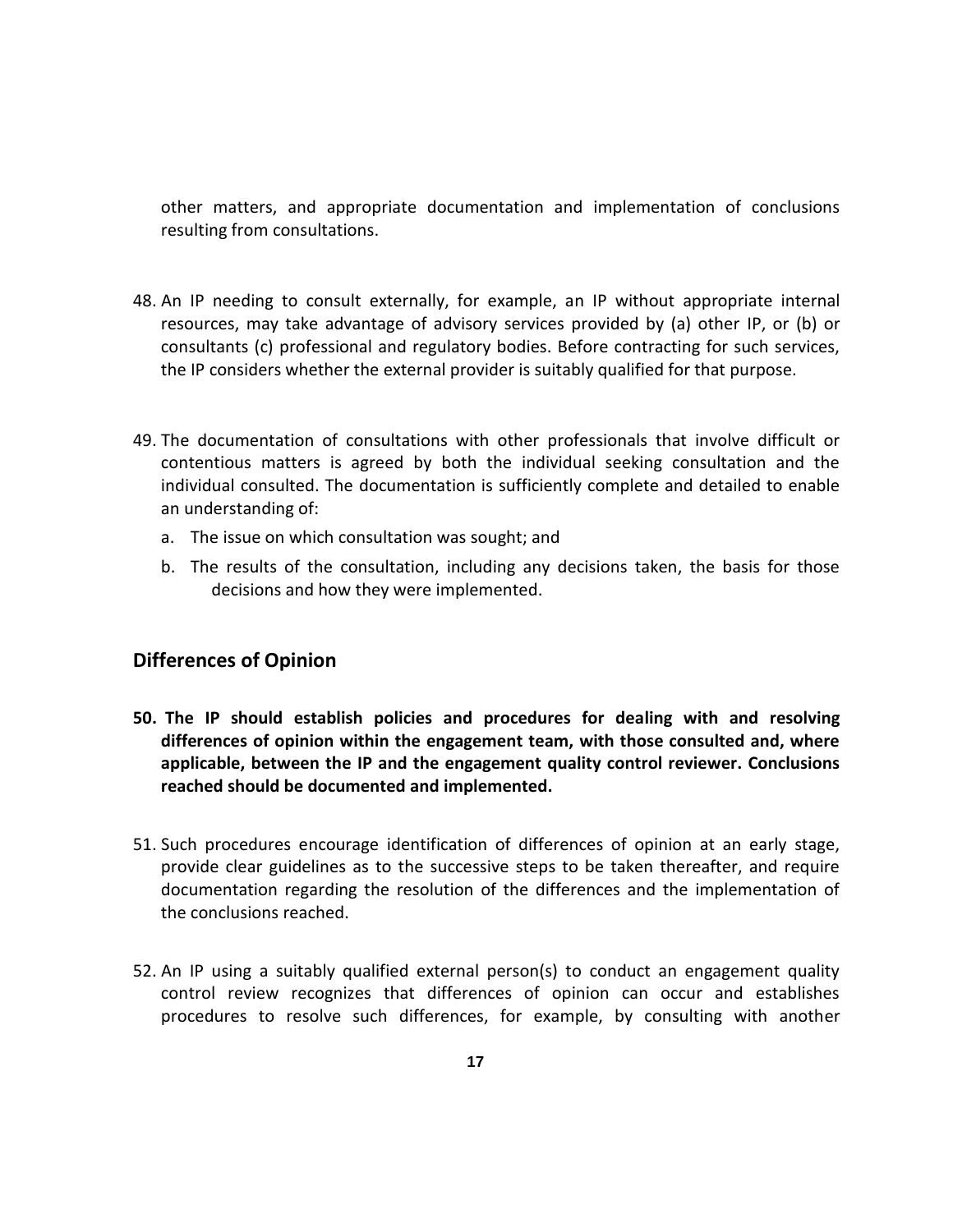other matters, and appropriate documentation and implementation of conclusions resulting from consultations.

48. An IP needing to consult externally, for example, an IP without appropriate internal resources, may take advantage of advisory services provided by (a) other IP, or (b) or consultants (c) professional and regulatory bodies. Before contracting for such services, the IP considers whether the external provider is suitably qualified for that purpose.

49. The documentation of consultations with other professionals that involve difficult or contentious matters is agreed by both the individual seeking consultation and the individual consulted. The documentation is sufficiently complete and detailed to enable an understanding of:
    a. The issue on which consultation was sought; and
    b. The results of the consultation, including any decisions taken, the basis for those decisions and how they were implemented.

## Differences of Opinion

**50. The IP should establish policies and procedures for dealing with and resolving differences of opinion within the engagement team, with those consulted and, where applicable, between the IP and the engagement quality control reviewer. Conclusions reached should be documented and implemented.**

51. Such procedures encourage identification of differences of opinion at an early stage, provide clear guidelines as to the successive steps to be taken thereafter, and require documentation regarding the resolution of the differences and the implementation of the conclusions reached.

52. An IP using a suitably qualified external person(s) to conduct an engagement quality control review recognizes that differences of opinion can occur and establishes procedures to resolve such differences, for example, by consulting with another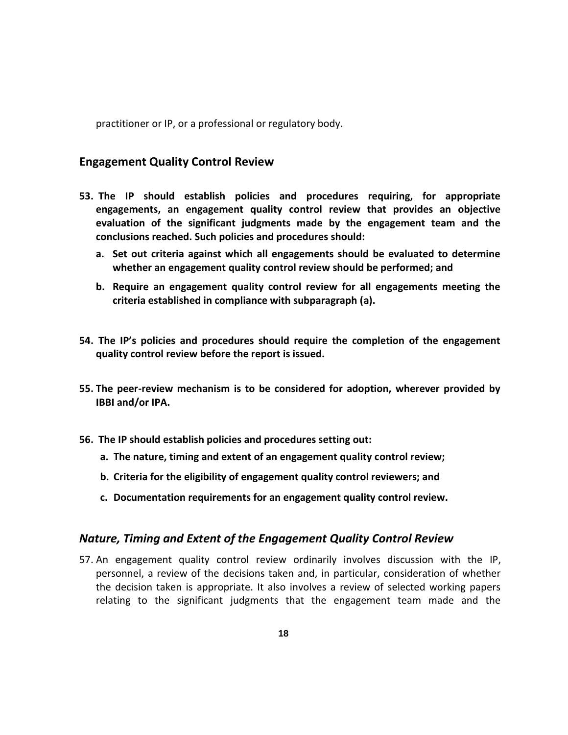practitioner or IP, or a professional or regulatory body.

## Engagement Quality Control Review

**53. The IP should establish policies and procedures requiring, for appropriate engagements, an engagement quality control review that provides an objective evaluation of the significant judgments made by the engagement team and the conclusions reached. Such policies and procedures should:**

**a. Set out criteria against which all engagements should be evaluated to determine whether an engagement quality control review should be performed; and**

**b. Require an engagement quality control review for all engagements meeting the criteria established in compliance with subparagraph (a).**

**54. The IP's policies and procedures should require the completion of the engagement quality control review before the report is issued.**

**55. The peer-review mechanism is to be considered for adoption, wherever provided by IBBI and/or IPA.**

**56. The IP should establish policies and procedures setting out:**

**a. The nature, timing and extent of an engagement quality control review;**

**b. Criteria for the eligibility of engagement quality control reviewers; and**

**c. Documentation requirements for an engagement quality control review.**

### *Nature, Timing and Extent of the Engagement Quality Control Review*

57. An engagement quality control review ordinarily involves discussion with the IP, personnel, a review of the decisions taken and, in particular, consideration of whether the decision taken is appropriate. It also involves a review of selected working papers relating to the significant judgments that the engagement team made and the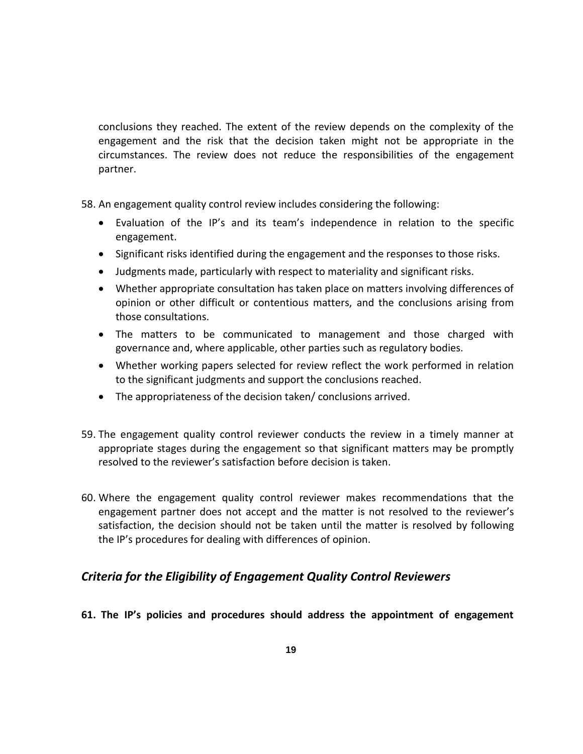conclusions they reached. The extent of the review depends on the complexity of the engagement and the risk that the decision taken might not be appropriate in the circumstances. The review does not reduce the responsibilities of the engagement partner.

58. An engagement quality control review includes considering the following:

    - Evaluation of the IP's and its team's independence in relation to the specific engagement.
    - Significant risks identified during the engagement and the responses to those risks.
    - Judgments made, particularly with respect to materiality and significant risks.
    - Whether appropriate consultation has taken place on matters involving differences of opinion or other difficult or contentious matters, and the conclusions arising from those consultations.
    - The matters to be communicated to management and those charged with governance and, where applicable, other parties such as regulatory bodies.
    - Whether working papers selected for review reflect the work performed in relation to the significant judgments and support the conclusions reached.
    - The appropriateness of the decision taken/ conclusions arrived.

59. The engagement quality control reviewer conducts the review in a timely manner at appropriate stages during the engagement so that significant matters may be promptly resolved to the reviewer's satisfaction before decision is taken.

60. Where the engagement quality control reviewer makes recommendations that the engagement partner does not accept and the matter is not resolved to the reviewer's satisfaction, the decision should not be taken until the matter is resolved by following the IP's procedures for dealing with differences of opinion.

## *Criteria for the Eligibility of Engagement Quality Control Reviewers*

**61. The IP's policies and procedures should address the appointment of engagement**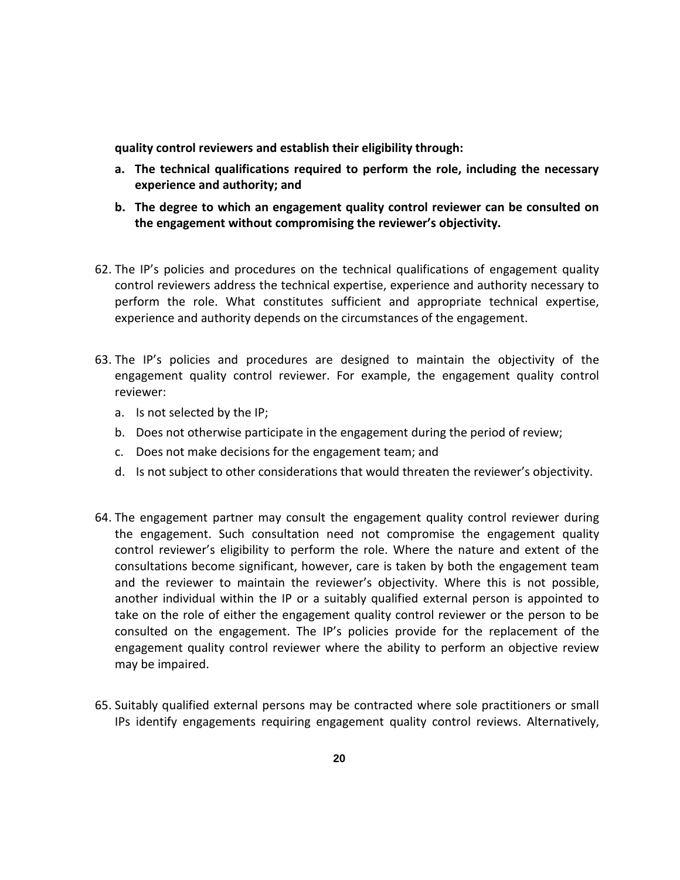**quality control reviewers and establish their eligibility through:**

**a. The technical qualifications required to perform the role, including the necessary experience and authority; and**

**b. The degree to which an engagement quality control reviewer can be consulted on the engagement without compromising the reviewer's objectivity.**

62. The IP's policies and procedures on the technical qualifications of engagement quality control reviewers address the technical expertise, experience and authority necessary to perform the role. What constitutes sufficient and appropriate technical expertise, experience and authority depends on the circumstances of the engagement.

63. The IP's policies and procedures are designed to maintain the objectivity of the engagement quality control reviewer. For example, the engagement quality control reviewer:
    a. Is not selected by the IP;
    b. Does not otherwise participate in the engagement during the period of review;
    c. Does not make decisions for the engagement team; and
    d. Is not subject to other considerations that would threaten the reviewer's objectivity.

64. The engagement partner may consult the engagement quality control reviewer during the engagement. Such consultation need not compromise the engagement quality control reviewer's eligibility to perform the role. Where the nature and extent of the consultations become significant, however, care is taken by both the engagement team and the reviewer to maintain the reviewer's objectivity. Where this is not possible, another individual within the IP or a suitably qualified external person is appointed to take on the role of either the engagement quality control reviewer or the person to be consulted on the engagement. The IP's policies provide for the replacement of the engagement quality control reviewer where the ability to perform an objective review may be impaired.

65. Suitably qualified external persons may be contracted where sole practitioners or small IPs identify engagements requiring engagement quality control reviews. Alternatively,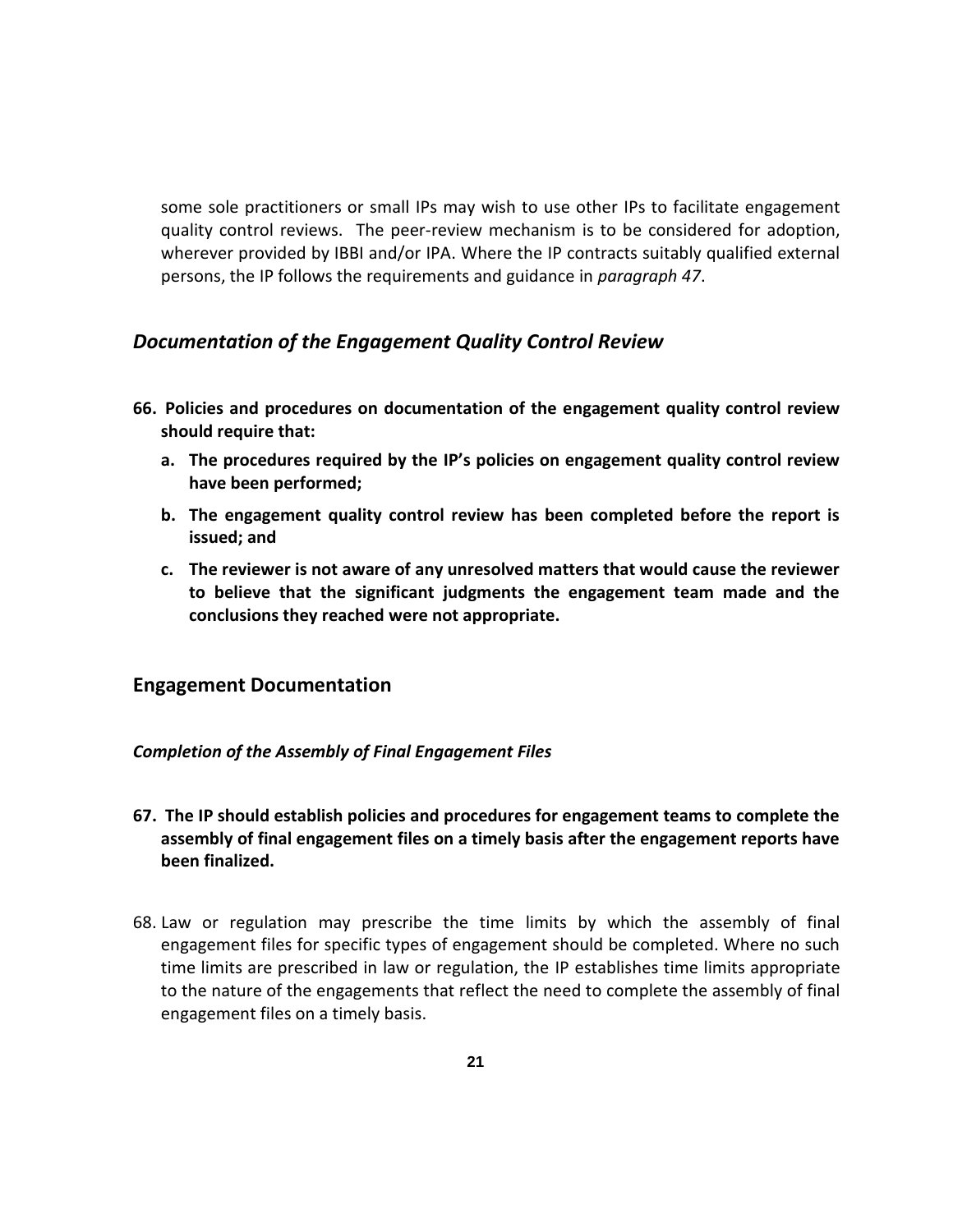some sole practitioners or small IPs may wish to use other IPs to facilitate engagement quality control reviews. The peer-review mechanism is to be considered for adoption, wherever provided by IBBI and/or IPA. Where the IP contracts suitably qualified external persons, the IP follows the requirements and guidance in *paragraph 47*.

### *Documentation of the Engagement Quality Control Review*

**66. Policies and procedures on documentation of the engagement quality control review should require that:**

   **a. The procedures required by the IP's policies on engagement quality control review have been performed;**

   **b. The engagement quality control review has been completed before the report is issued; and**

   **c. The reviewer is not aware of any unresolved matters that would cause the reviewer to believe that the significant judgments the engagement team made and the conclusions they reached were not appropriate.**

## Engagement Documentation

#### *Completion of the Assembly of Final Engagement Files*

**67. The IP should establish policies and procedures for engagement teams to complete the assembly of final engagement files on a timely basis after the engagement reports have been finalized.**

68. Law or regulation may prescribe the time limits by which the assembly of final engagement files for specific types of engagement should be completed. Where no such time limits are prescribed in law or regulation, the IP establishes time limits appropriate to the nature of the engagements that reflect the need to complete the assembly of final engagement files on a timely basis.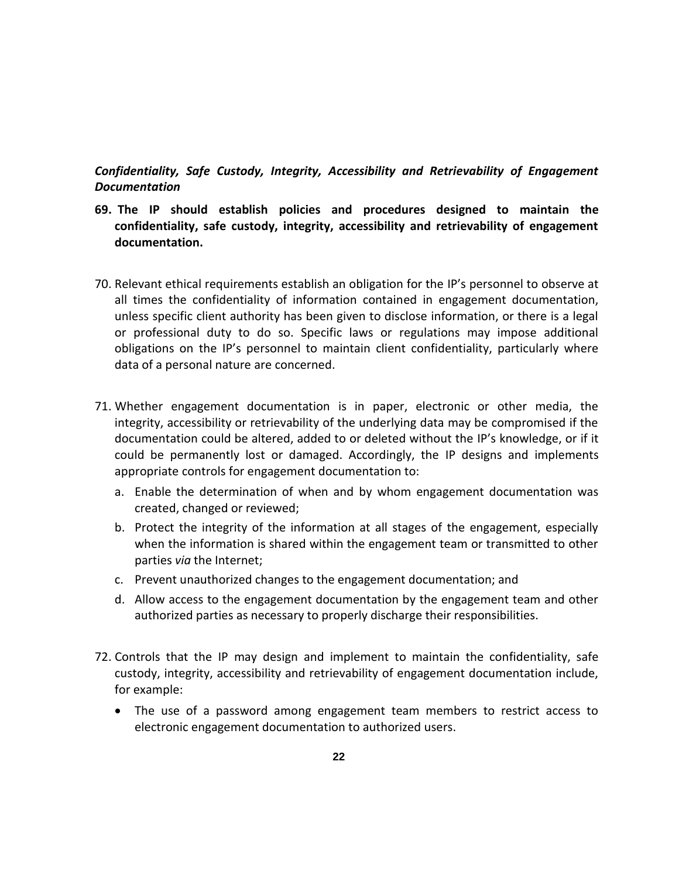***Confidentiality, Safe Custody, Integrity, Accessibility and Retrievability of Engagement Documentation***

**69. The IP should establish policies and procedures designed to maintain the confidentiality, safe custody, integrity, accessibility and retrievability of engagement documentation.**

70. Relevant ethical requirements establish an obligation for the IP's personnel to observe at all times the confidentiality of information contained in engagement documentation, unless specific client authority has been given to disclose information, or there is a legal or professional duty to do so. Specific laws or regulations may impose additional obligations on the IP's personnel to maintain client confidentiality, particularly where data of a personal nature are concerned.

71. Whether engagement documentation is in paper, electronic or other media, the integrity, accessibility or retrievability of the underlying data may be compromised if the documentation could be altered, added to or deleted without the IP's knowledge, or if it could be permanently lost or damaged. Accordingly, the IP designs and implements appropriate controls for engagement documentation to:

   a. Enable the determination of when and by whom engagement documentation was created, changed or reviewed;

   b. Protect the integrity of the information at all stages of the engagement, especially when the information is shared within the engagement team or transmitted to other parties *via* the Internet;

   c. Prevent unauthorized changes to the engagement documentation; and

   d. Allow access to the engagement documentation by the engagement team and other authorized parties as necessary to properly discharge their responsibilities.

72. Controls that the IP may design and implement to maintain the confidentiality, safe custody, integrity, accessibility and retrievability of engagement documentation include, for example:

   - The use of a password among engagement team members to restrict access to electronic engagement documentation to authorized users.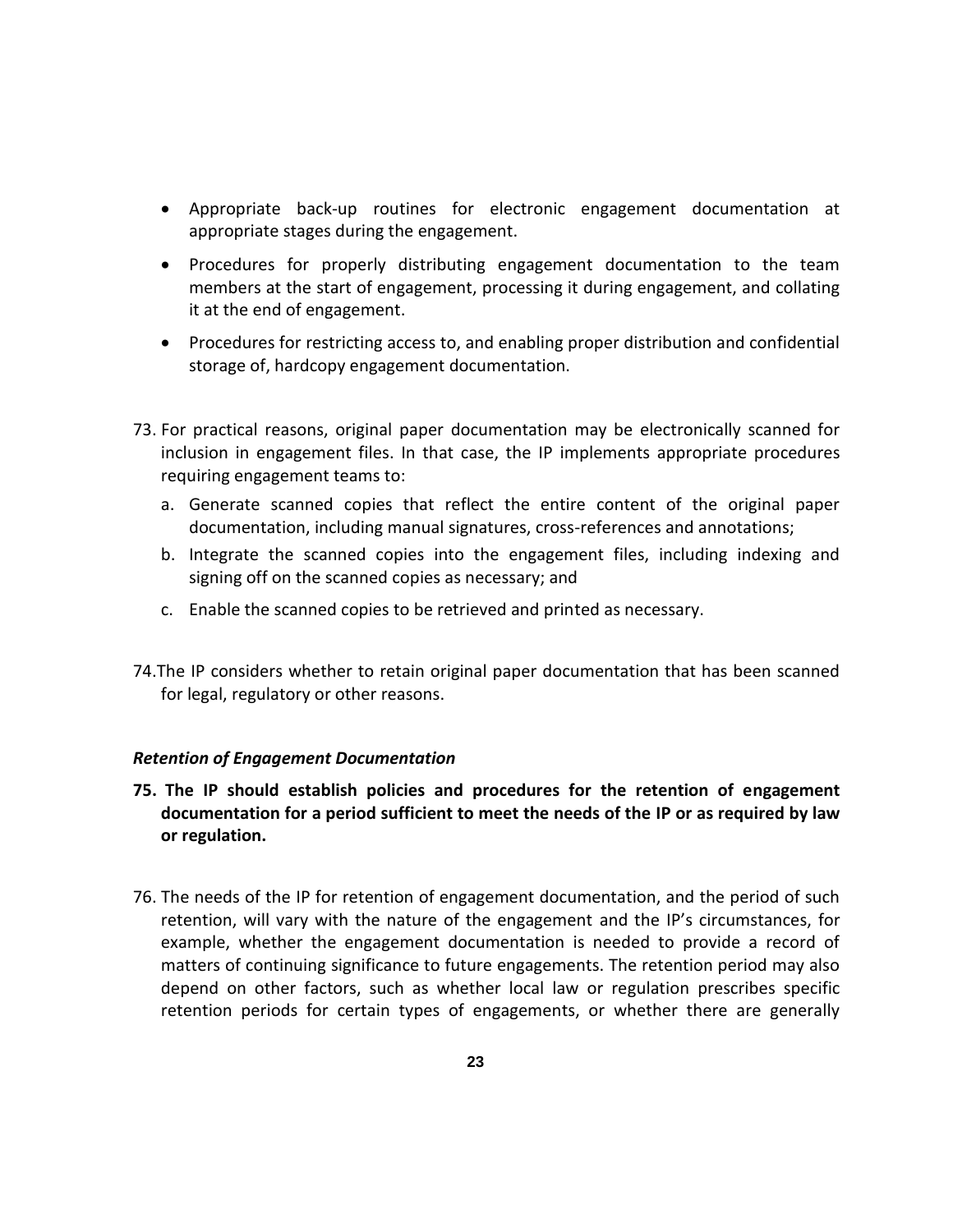- Appropriate back-up routines for electronic engagement documentation at appropriate stages during the engagement.
- Procedures for properly distributing engagement documentation to the team members at the start of engagement, processing it during engagement, and collating it at the end of engagement.
- Procedures for restricting access to, and enabling proper distribution and confidential storage of, hardcopy engagement documentation.

73. For practical reasons, original paper documentation may be electronically scanned for inclusion in engagement files. In that case, the IP implements appropriate procedures requiring engagement teams to:
    a. Generate scanned copies that reflect the entire content of the original paper documentation, including manual signatures, cross-references and annotations;
    b. Integrate the scanned copies into the engagement files, including indexing and signing off on the scanned copies as necessary; and
    c. Enable the scanned copies to be retrieved and printed as necessary.

74. The IP considers whether to retain original paper documentation that has been scanned for legal, regulatory or other reasons.

***Retention of Engagement Documentation***

**75. The IP should establish policies and procedures for the retention of engagement documentation for a period sufficient to meet the needs of the IP or as required by law or regulation.**

76. The needs of the IP for retention of engagement documentation, and the period of such retention, will vary with the nature of the engagement and the IP's circumstances, for example, whether the engagement documentation is needed to provide a record of matters of continuing significance to future engagements. The retention period may also depend on other factors, such as whether local law or regulation prescribes specific retention periods for certain types of engagements, or whether there are generally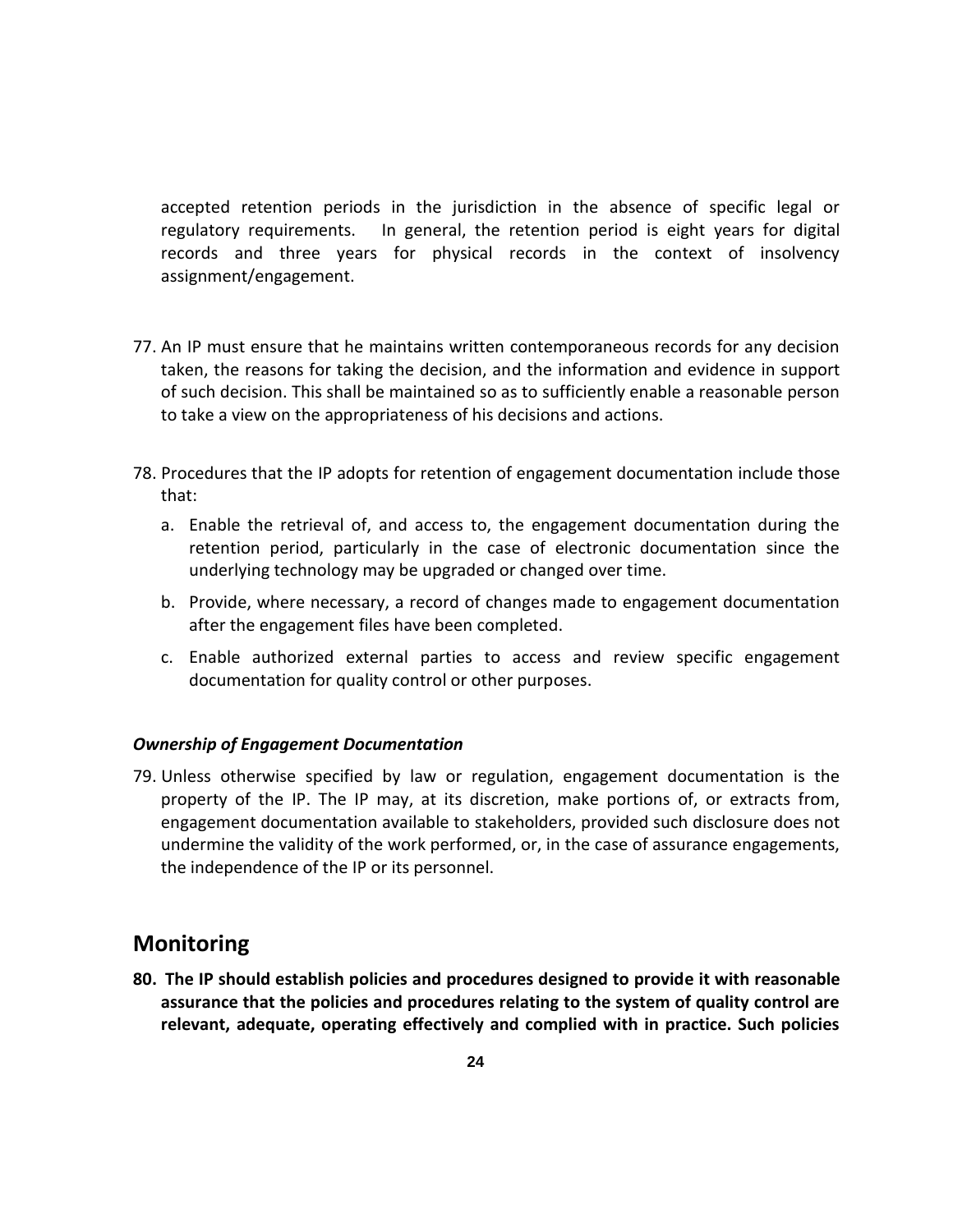accepted retention periods in the jurisdiction in the absence of specific legal or regulatory requirements. In general, the retention period is eight years for digital records and three years for physical records in the context of insolvency assignment/engagement.

77. An IP must ensure that he maintains written contemporaneous records for any decision taken, the reasons for taking the decision, and the information and evidence in support of such decision. This shall be maintained so as to sufficiently enable a reasonable person to take a view on the appropriateness of his decisions and actions.

78. Procedures that the IP adopts for retention of engagement documentation include those that:

    a. Enable the retrieval of, and access to, the engagement documentation during the retention period, particularly in the case of electronic documentation since the underlying technology may be upgraded or changed over time.

    b. Provide, where necessary, a record of changes made to engagement documentation after the engagement files have been completed.

    c. Enable authorized external parties to access and review specific engagement documentation for quality control or other purposes.

***Ownership of Engagement Documentation***

79. Unless otherwise specified by law or regulation, engagement documentation is the property of the IP. The IP may, at its discretion, make portions of, or extracts from, engagement documentation available to stakeholders, provided such disclosure does not undermine the validity of the work performed, or, in the case of assurance engagements, the independence of the IP or its personnel.

## Monitoring

**80. The IP should establish policies and procedures designed to provide it with reasonable assurance that the policies and procedures relating to the system of quality control are relevant, adequate, operating effectively and complied with in practice. Such policies**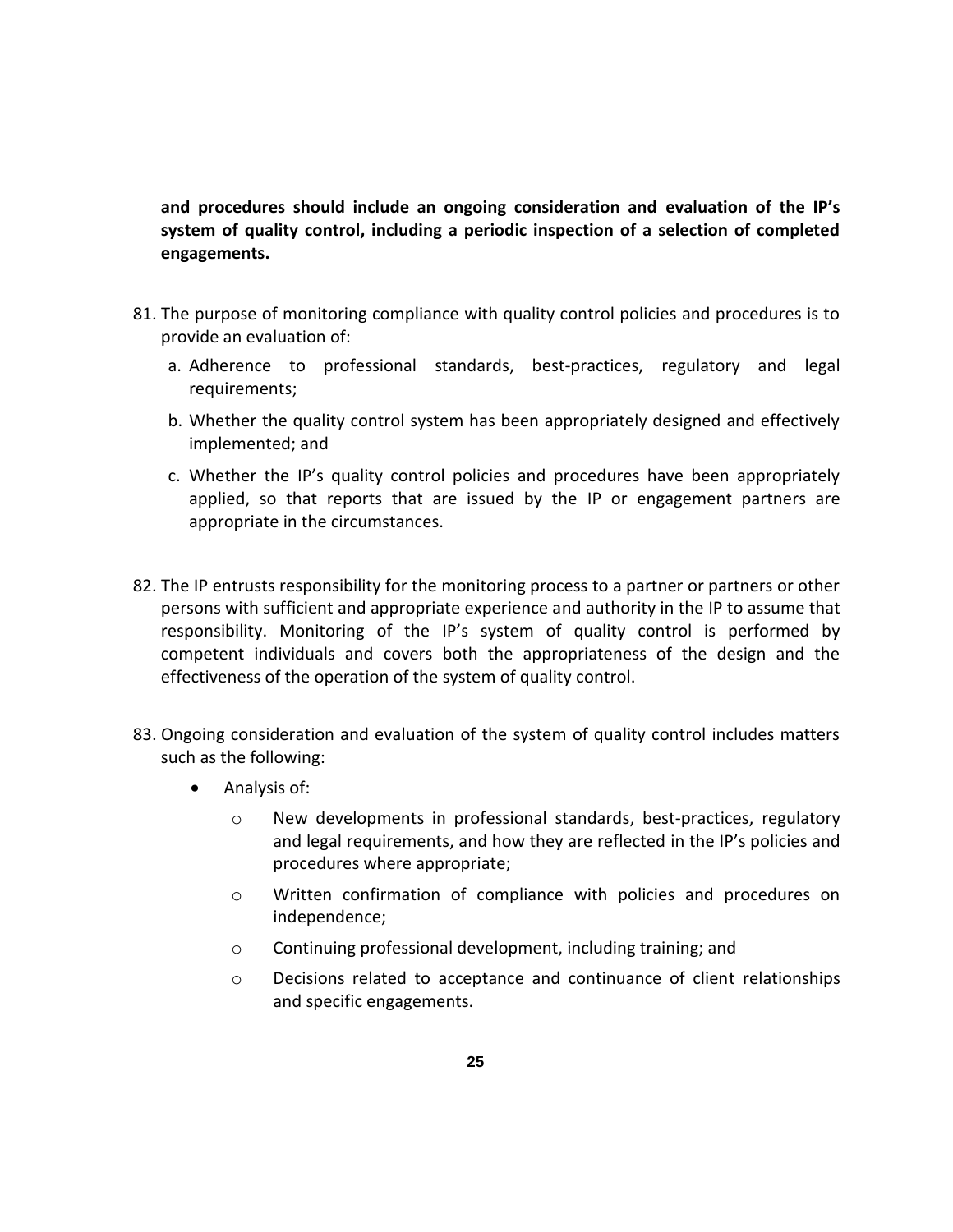**and procedures should include an ongoing consideration and evaluation of the IP's system of quality control, including a periodic inspection of a selection of completed engagements.**

81. The purpose of monitoring compliance with quality control policies and procedures is to provide an evaluation of:
    a. Adherence to professional standards, best-practices, regulatory and legal requirements;
    b. Whether the quality control system has been appropriately designed and effectively implemented; and
    c. Whether the IP's quality control policies and procedures have been appropriately applied, so that reports that are issued by the IP or engagement partners are appropriate in the circumstances.

82. The IP entrusts responsibility for the monitoring process to a partner or partners or other persons with sufficient and appropriate experience and authority in the IP to assume that responsibility. Monitoring of the IP's system of quality control is performed by competent individuals and covers both the appropriateness of the design and the effectiveness of the operation of the system of quality control.

83. Ongoing consideration and evaluation of the system of quality control includes matters such as the following:
    - Analysis of:
        - New developments in professional standards, best-practices, regulatory and legal requirements, and how they are reflected in the IP's policies and procedures where appropriate;
        - Written confirmation of compliance with policies and procedures on independence;
        - Continuing professional development, including training; and
        - Decisions related to acceptance and continuance of client relationships and specific engagements.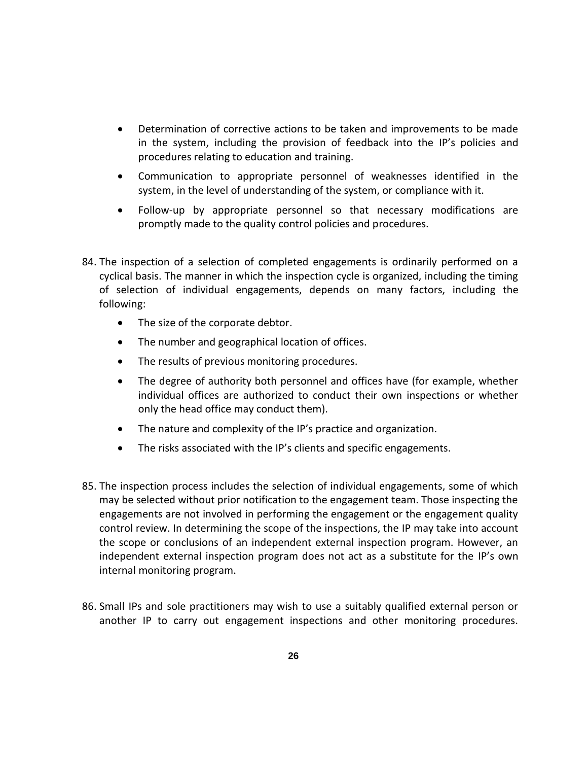- Determination of corrective actions to be taken and improvements to be made in the system, including the provision of feedback into the IP's policies and procedures relating to education and training.
- Communication to appropriate personnel of weaknesses identified in the system, in the level of understanding of the system, or compliance with it.
- Follow-up by appropriate personnel so that necessary modifications are promptly made to the quality control policies and procedures.

84. The inspection of a selection of completed engagements is ordinarily performed on a cyclical basis. The manner in which the inspection cycle is organized, including the timing of selection of individual engagements, depends on many factors, including the following:
    - The size of the corporate debtor.
    - The number and geographical location of offices.
    - The results of previous monitoring procedures.
    - The degree of authority both personnel and offices have (for example, whether individual offices are authorized to conduct their own inspections or whether only the head office may conduct them).
    - The nature and complexity of the IP's practice and organization.
    - The risks associated with the IP's clients and specific engagements.

85. The inspection process includes the selection of individual engagements, some of which may be selected without prior notification to the engagement team. Those inspecting the engagements are not involved in performing the engagement or the engagement quality control review. In determining the scope of the inspections, the IP may take into account the scope or conclusions of an independent external inspection program. However, an independent external inspection program does not act as a substitute for the IP's own internal monitoring program.

86. Small IPs and sole practitioners may wish to use a suitably qualified external person or another IP to carry out engagement inspections and other monitoring procedures.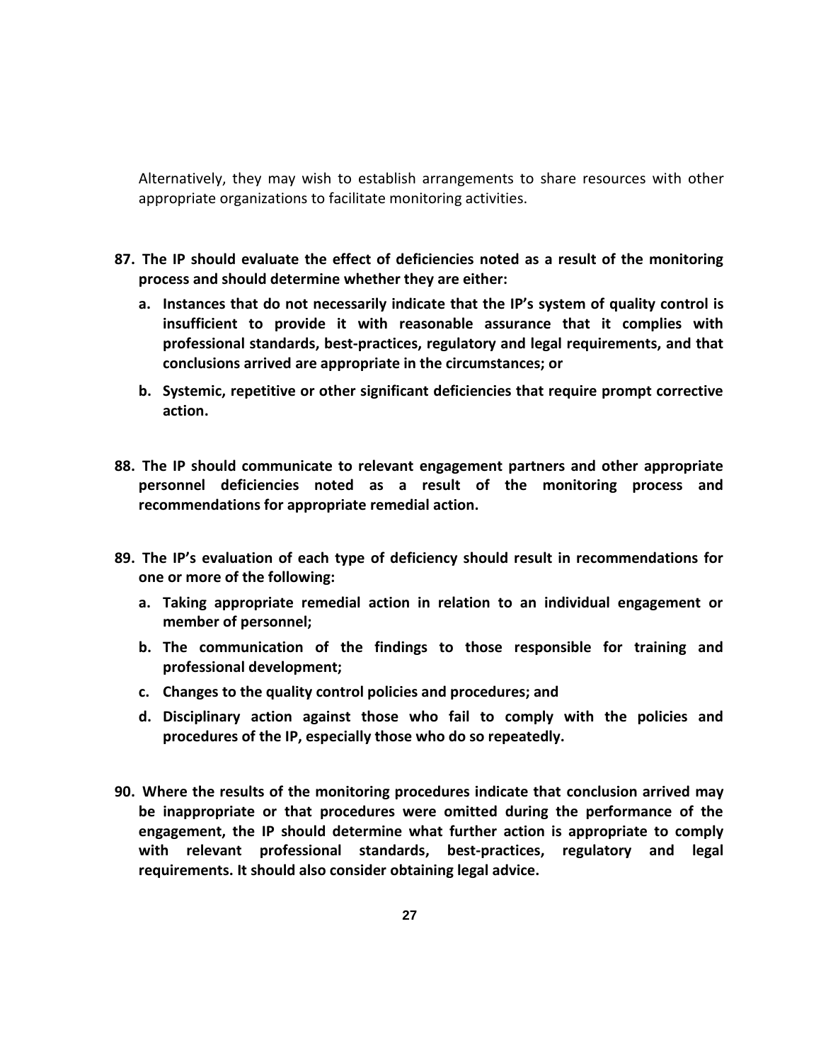Alternatively, they may wish to establish arrangements to share resources with other appropriate organizations to facilitate monitoring activities.

**87. The IP should evaluate the effect of deficiencies noted as a result of the monitoring process and should determine whether they are either:**

   **a. Instances that do not necessarily indicate that the IP's system of quality control is insufficient to provide it with reasonable assurance that it complies with professional standards, best-practices, regulatory and legal requirements, and that conclusions arrived are appropriate in the circumstances; or**

   **b. Systemic, repetitive or other significant deficiencies that require prompt corrective action.**

**88. The IP should communicate to relevant engagement partners and other appropriate personnel deficiencies noted as a result of the monitoring process and recommendations for appropriate remedial action.**

**89. The IP's evaluation of each type of deficiency should result in recommendations for one or more of the following:**

   **a. Taking appropriate remedial action in relation to an individual engagement or member of personnel;**

   **b. The communication of the findings to those responsible for training and professional development;**

   **c. Changes to the quality control policies and procedures; and**

   **d. Disciplinary action against those who fail to comply with the policies and procedures of the IP, especially those who do so repeatedly.**

**90. Where the results of the monitoring procedures indicate that conclusion arrived may be inappropriate or that procedures were omitted during the performance of the engagement, the IP should determine what further action is appropriate to comply with relevant professional standards, best-practices, regulatory and legal requirements. It should also consider obtaining legal advice.**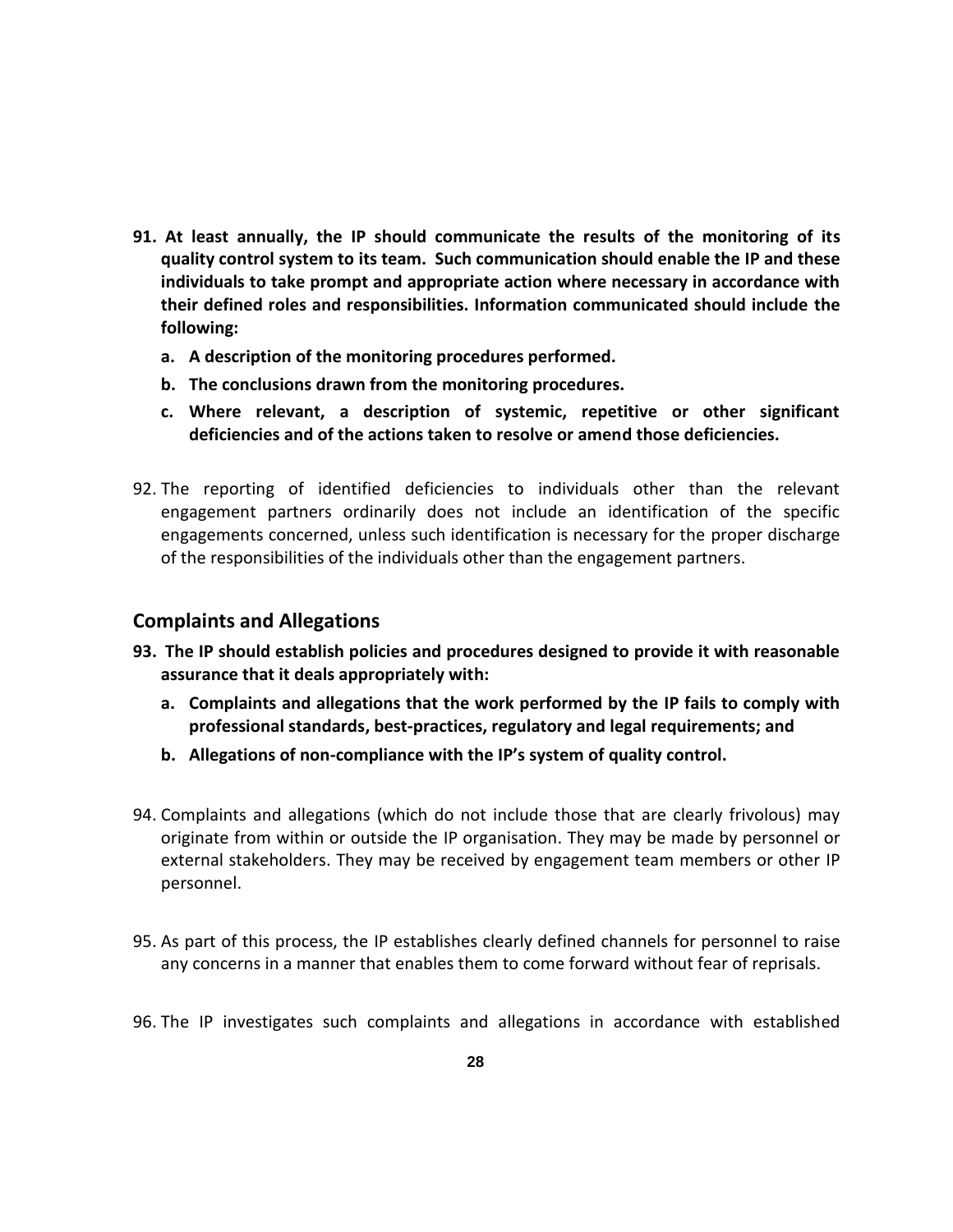**91. At least annually, the IP should communicate the results of the monitoring of its quality control system to its team. Such communication should enable the IP and these individuals to take prompt and appropriate action where necessary in accordance with their defined roles and responsibilities. Information communicated should include the following:**

   **a. A description of the monitoring procedures performed.**

   **b. The conclusions drawn from the monitoring procedures.**

   **c. Where relevant, a description of systemic, repetitive or other significant deficiencies and of the actions taken to resolve or amend those deficiencies.**

92. The reporting of identified deficiencies to individuals other than the relevant engagement partners ordinarily does not include an identification of the specific engagements concerned, unless such identification is necessary for the proper discharge of the responsibilities of the individuals other than the engagement partners.

## Complaints and Allegations

**93. The IP should establish policies and procedures designed to provide it with reasonable assurance that it deals appropriately with:**

   **a. Complaints and allegations that the work performed by the IP fails to comply with professional standards, best-practices, regulatory and legal requirements; and**

   **b. Allegations of non-compliance with the IP's system of quality control.**

94. Complaints and allegations (which do not include those that are clearly frivolous) may originate from within or outside the IP organisation. They may be made by personnel or external stakeholders. They may be received by engagement team members or other IP personnel.

95. As part of this process, the IP establishes clearly defined channels for personnel to raise any concerns in a manner that enables them to come forward without fear of reprisals.

96. The IP investigates such complaints and allegations in accordance with established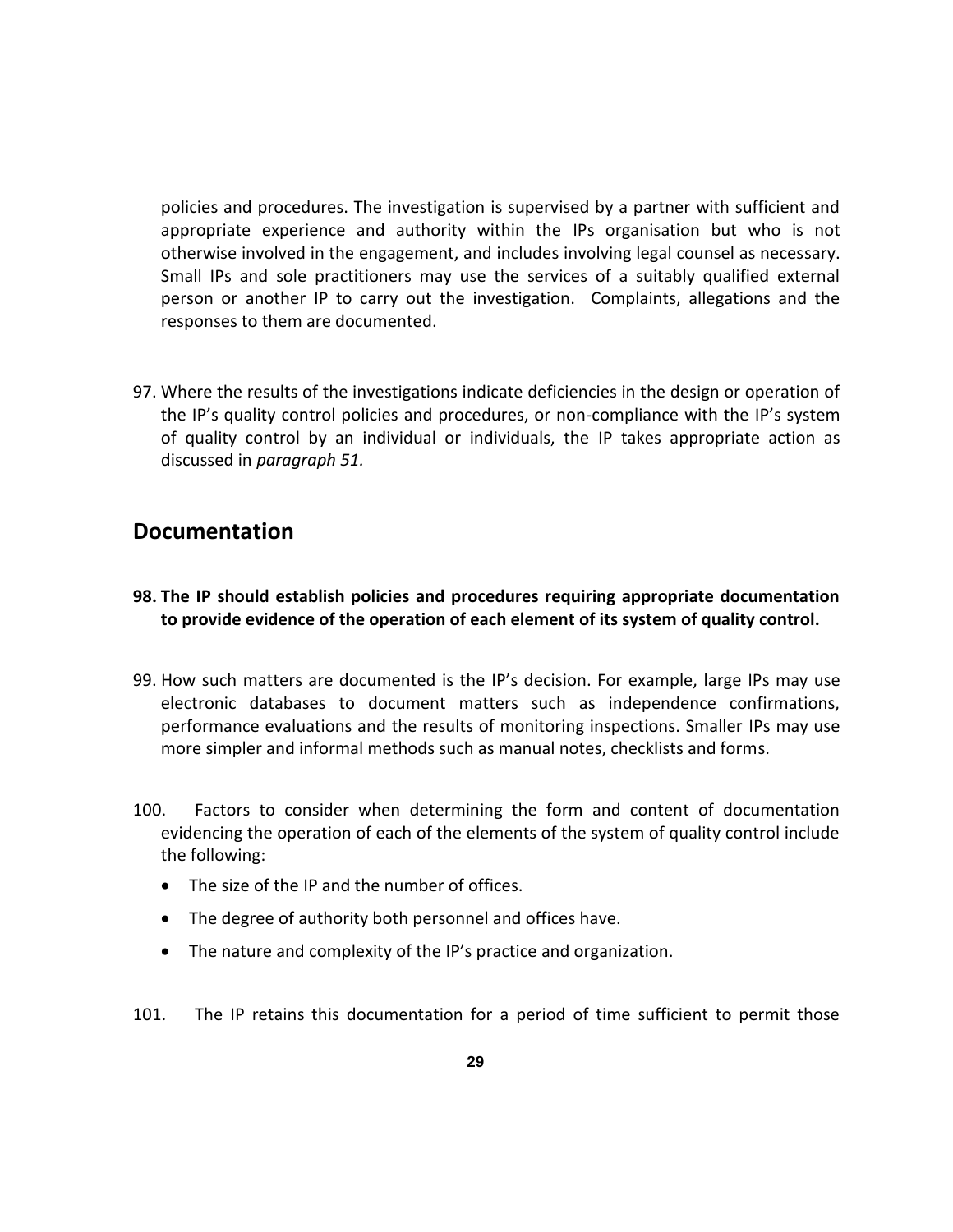policies and procedures. The investigation is supervised by a partner with sufficient and appropriate experience and authority within the IPs organisation but who is not otherwise involved in the engagement, and includes involving legal counsel as necessary. Small IPs and sole practitioners may use the services of a suitably qualified external person or another IP to carry out the investigation. Complaints, allegations and the responses to them are documented.

97. Where the results of the investigations indicate deficiencies in the design or operation of the IP's quality control policies and procedures, or non-compliance with the IP's system of quality control by an individual or individuals, the IP takes appropriate action as discussed in *paragraph 51.*

## Documentation

**98. The IP should establish policies and procedures requiring appropriate documentation to provide evidence of the operation of each element of its system of quality control.**

99. How such matters are documented is the IP's decision. For example, large IPs may use electronic databases to document matters such as independence confirmations, performance evaluations and the results of monitoring inspections. Smaller IPs may use more simpler and informal methods such as manual notes, checklists and forms.

100. Factors to consider when determining the form and content of documentation evidencing the operation of each of the elements of the system of quality control include the following:

- The size of the IP and the number of offices.
- The degree of authority both personnel and offices have.
- The nature and complexity of the IP's practice and organization.

101. The IP retains this documentation for a period of time sufficient to permit those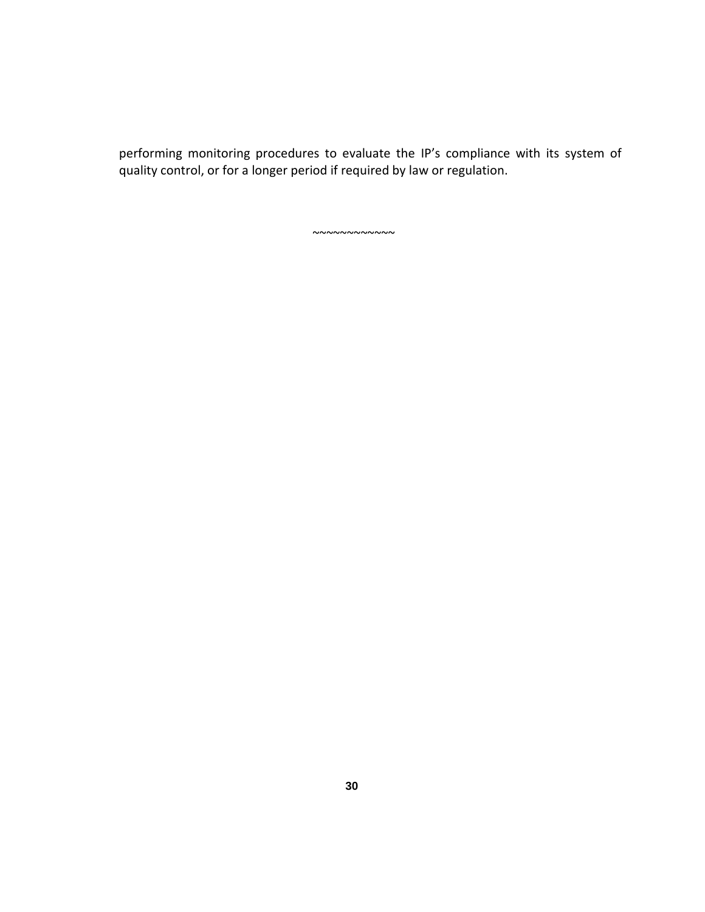performing monitoring procedures to evaluate the IP's compliance with its system of quality control, or for a longer period if required by law or regulation.

~~~~~~~~~~~~~